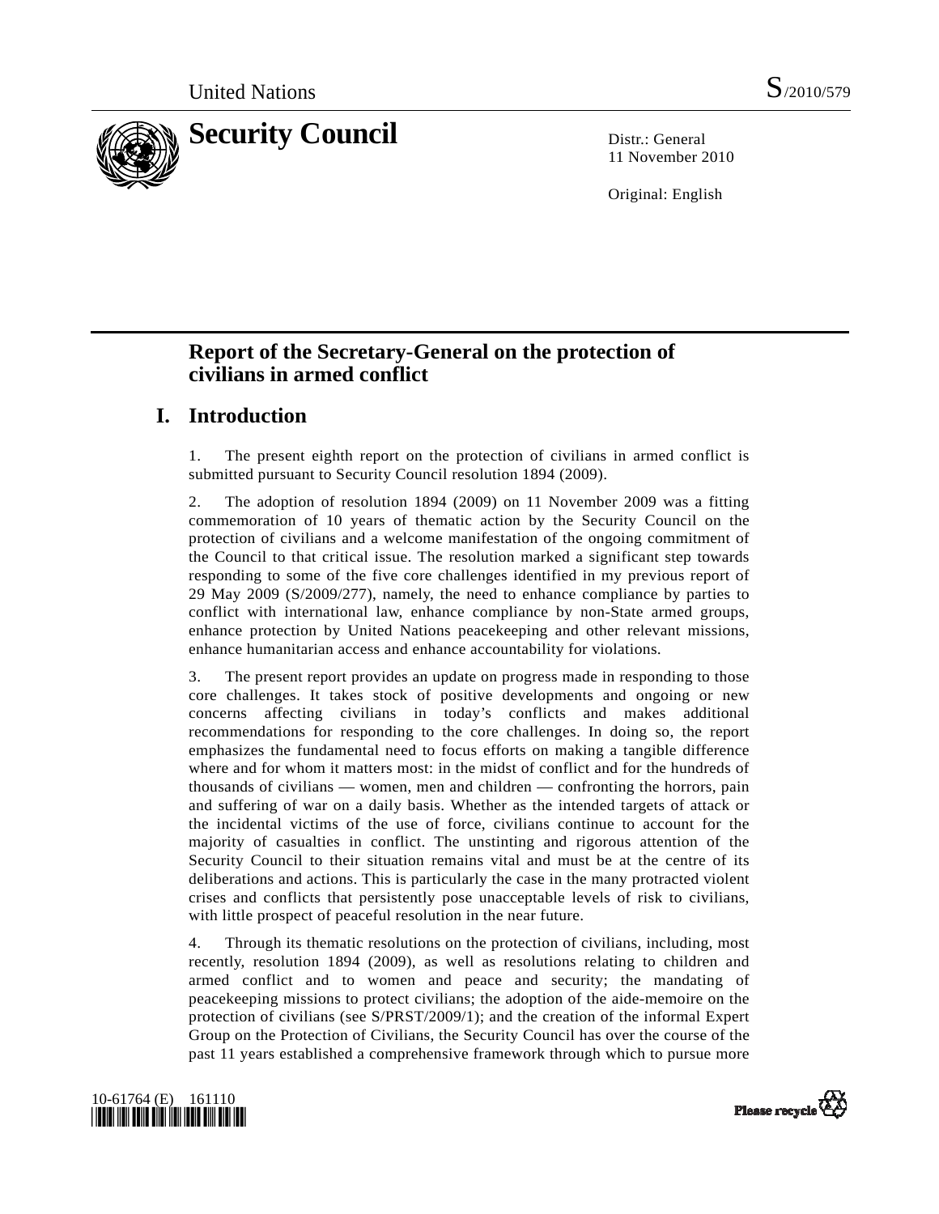United Nations S/2010/579

# Security Council

Distr.: General
11 November 2010

Original: English

## Report of the Secretary-General on the protection of civilians in armed conflict

## I. Introduction

1. The present eighth report on the protection of civilians in armed conflict is submitted pursuant to Security Council resolution 1894 (2009).

2. The adoption of resolution 1894 (2009) on 11 November 2009 was a fitting commemoration of 10 years of thematic action by the Security Council on the protection of civilians and a welcome manifestation of the ongoing commitment of the Council to that critical issue. The resolution marked a significant step towards responding to some of the five core challenges identified in my previous report of 29 May 2009 (S/2009/277), namely, the need to enhance compliance by parties to conflict with international law, enhance compliance by non-State armed groups, enhance protection by United Nations peacekeeping and other relevant missions, enhance humanitarian access and enhance accountability for violations.

3. The present report provides an update on progress made in responding to those core challenges. It takes stock of positive developments and ongoing or new concerns affecting civilians in today's conflicts and makes additional recommendations for responding to the core challenges. In doing so, the report emphasizes the fundamental need to focus efforts on making a tangible difference where and for whom it matters most: in the midst of conflict and for the hundreds of thousands of civilians — women, men and children — confronting the horrors, pain and suffering of war on a daily basis. Whether as the intended targets of attack or the incidental victims of the use of force, civilians continue to account for the majority of casualties in conflict. The unstinting and rigorous attention of the Security Council to their situation remains vital and must be at the centre of its deliberations and actions. This is particularly the case in the many protracted violent crises and conflicts that persistently pose unacceptable levels of risk to civilians, with little prospect of peaceful resolution in the near future.

4. Through its thematic resolutions on the protection of civilians, including, most recently, resolution 1894 (2009), as well as resolutions relating to children and armed conflict and to women and peace and security; the mandating of peacekeeping missions to protect civilians; the adoption of the aide-memoire on the protection of civilians (see S/PRST/2009/1); and the creation of the informal Expert Group on the Protection of Civilians, the Security Council has over the course of the past 11 years established a comprehensive framework through which to pursue more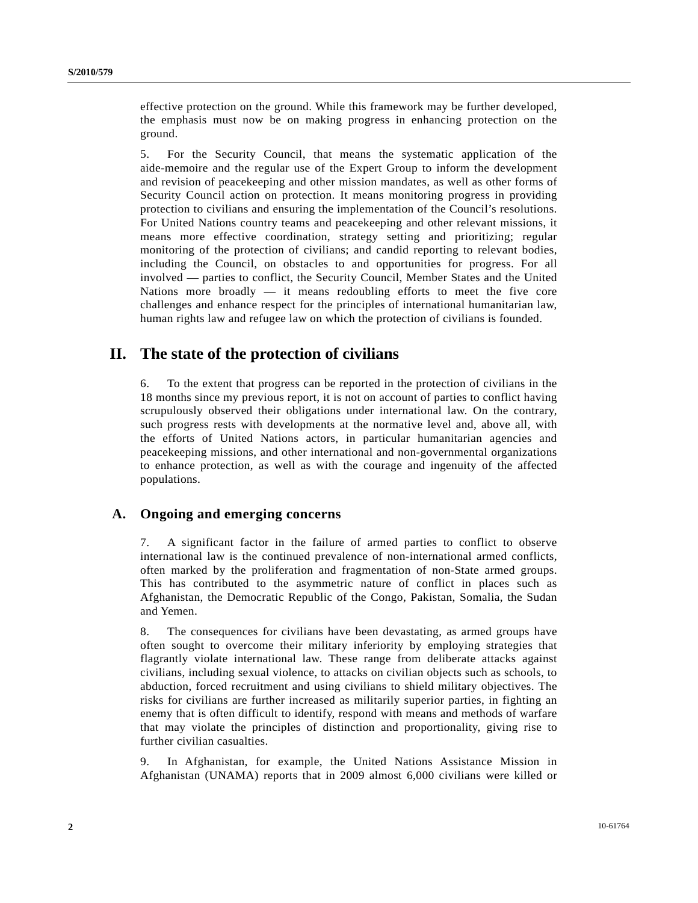effective protection on the ground. While this framework may be further developed, the emphasis must now be on making progress in enhancing protection on the ground.

5. For the Security Council, that means the systematic application of the aide-memoire and the regular use of the Expert Group to inform the development and revision of peacekeeping and other mission mandates, as well as other forms of Security Council action on protection. It means monitoring progress in providing protection to civilians and ensuring the implementation of the Council's resolutions. For United Nations country teams and peacekeeping and other relevant missions, it means more effective coordination, strategy setting and prioritizing; regular monitoring of the protection of civilians; and candid reporting to relevant bodies, including the Council, on obstacles to and opportunities for progress. For all involved — parties to conflict, the Security Council, Member States and the United Nations more broadly — it means redoubling efforts to meet the five core challenges and enhance respect for the principles of international humanitarian law, human rights law and refugee law on which the protection of civilians is founded.

## II. The state of the protection of civilians

6. To the extent that progress can be reported in the protection of civilians in the 18 months since my previous report, it is not on account of parties to conflict having scrupulously observed their obligations under international law. On the contrary, such progress rests with developments at the normative level and, above all, with the efforts of United Nations actors, in particular humanitarian agencies and peacekeeping missions, and other international and non-governmental organizations to enhance protection, as well as with the courage and ingenuity of the affected populations.

### A. Ongoing and emerging concerns

7. A significant factor in the failure of armed parties to conflict to observe international law is the continued prevalence of non-international armed conflicts, often marked by the proliferation and fragmentation of non-State armed groups. This has contributed to the asymmetric nature of conflict in places such as Afghanistan, the Democratic Republic of the Congo, Pakistan, Somalia, the Sudan and Yemen.

8. The consequences for civilians have been devastating, as armed groups have often sought to overcome their military inferiority by employing strategies that flagrantly violate international law. These range from deliberate attacks against civilians, including sexual violence, to attacks on civilian objects such as schools, to abduction, forced recruitment and using civilians to shield military objectives. The risks for civilians are further increased as militarily superior parties, in fighting an enemy that is often difficult to identify, respond with means and methods of warfare that may violate the principles of distinction and proportionality, giving rise to further civilian casualties.

9. In Afghanistan, for example, the United Nations Assistance Mission in Afghanistan (UNAMA) reports that in 2009 almost 6,000 civilians were killed or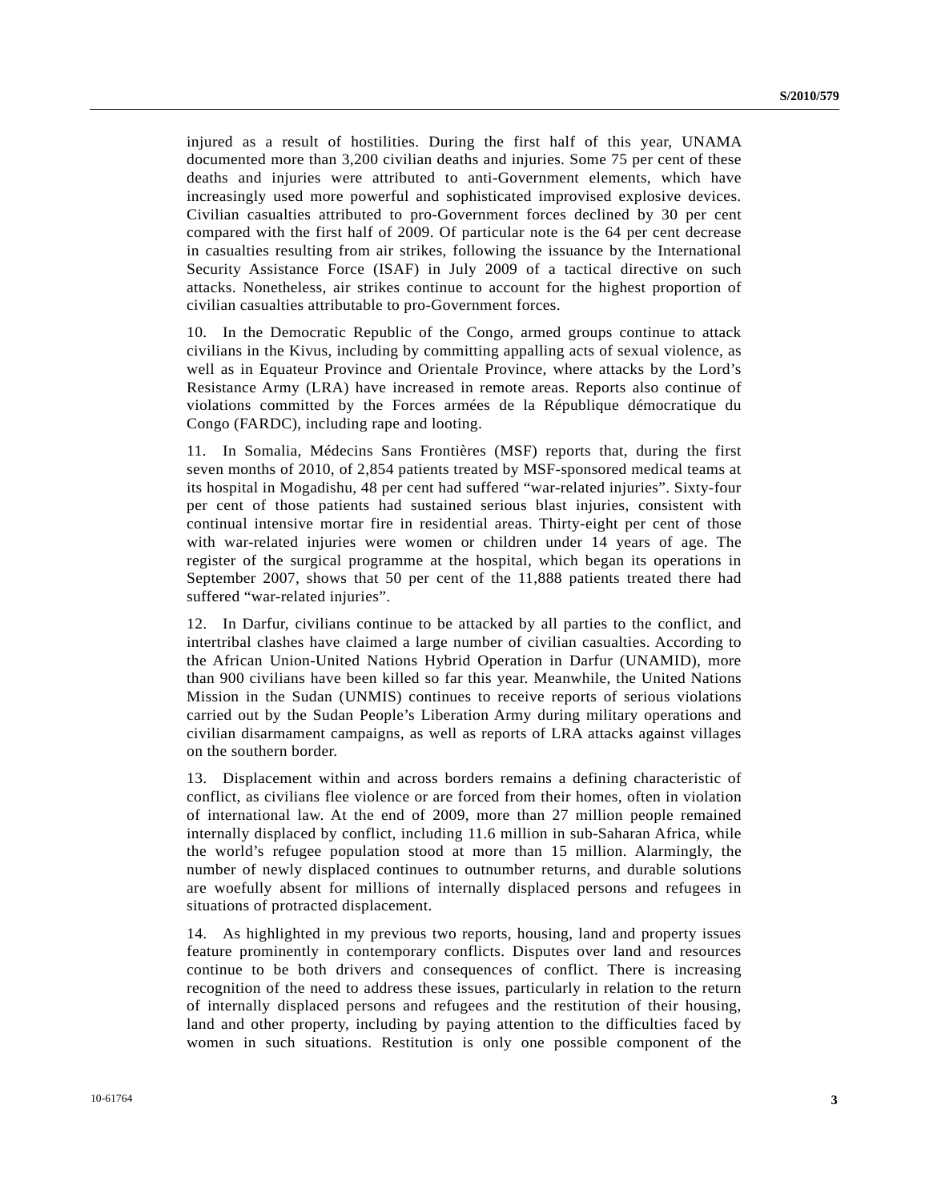injured as a result of hostilities. During the first half of this year, UNAMA documented more than 3,200 civilian deaths and injuries. Some 75 per cent of these deaths and injuries were attributed to anti-Government elements, which have increasingly used more powerful and sophisticated improvised explosive devices. Civilian casualties attributed to pro-Government forces declined by 30 per cent compared with the first half of 2009. Of particular note is the 64 per cent decrease in casualties resulting from air strikes, following the issuance by the International Security Assistance Force (ISAF) in July 2009 of a tactical directive on such attacks. Nonetheless, air strikes continue to account for the highest proportion of civilian casualties attributable to pro-Government forces.

10. In the Democratic Republic of the Congo, armed groups continue to attack civilians in the Kivus, including by committing appalling acts of sexual violence, as well as in Equateur Province and Orientale Province, where attacks by the Lord's Resistance Army (LRA) have increased in remote areas. Reports also continue of violations committed by the Forces armées de la République démocratique du Congo (FARDC), including rape and looting.

11. In Somalia, Médecins Sans Frontières (MSF) reports that, during the first seven months of 2010, of 2,854 patients treated by MSF-sponsored medical teams at its hospital in Mogadishu, 48 per cent had suffered "war-related injuries". Sixty-four per cent of those patients had sustained serious blast injuries, consistent with continual intensive mortar fire in residential areas. Thirty-eight per cent of those with war-related injuries were women or children under 14 years of age. The register of the surgical programme at the hospital, which began its operations in September 2007, shows that 50 per cent of the 11,888 patients treated there had suffered "war-related injuries".

12. In Darfur, civilians continue to be attacked by all parties to the conflict, and intertribal clashes have claimed a large number of civilian casualties. According to the African Union-United Nations Hybrid Operation in Darfur (UNAMID), more than 900 civilians have been killed so far this year. Meanwhile, the United Nations Mission in the Sudan (UNMIS) continues to receive reports of serious violations carried out by the Sudan People's Liberation Army during military operations and civilian disarmament campaigns, as well as reports of LRA attacks against villages on the southern border.

13. Displacement within and across borders remains a defining characteristic of conflict, as civilians flee violence or are forced from their homes, often in violation of international law. At the end of 2009, more than 27 million people remained internally displaced by conflict, including 11.6 million in sub-Saharan Africa, while the world's refugee population stood at more than 15 million. Alarmingly, the number of newly displaced continues to outnumber returns, and durable solutions are woefully absent for millions of internally displaced persons and refugees in situations of protracted displacement.

14. As highlighted in my previous two reports, housing, land and property issues feature prominently in contemporary conflicts. Disputes over land and resources continue to be both drivers and consequences of conflict. There is increasing recognition of the need to address these issues, particularly in relation to the return of internally displaced persons and refugees and the restitution of their housing, land and other property, including by paying attention to the difficulties faced by women in such situations. Restitution is only one possible component of the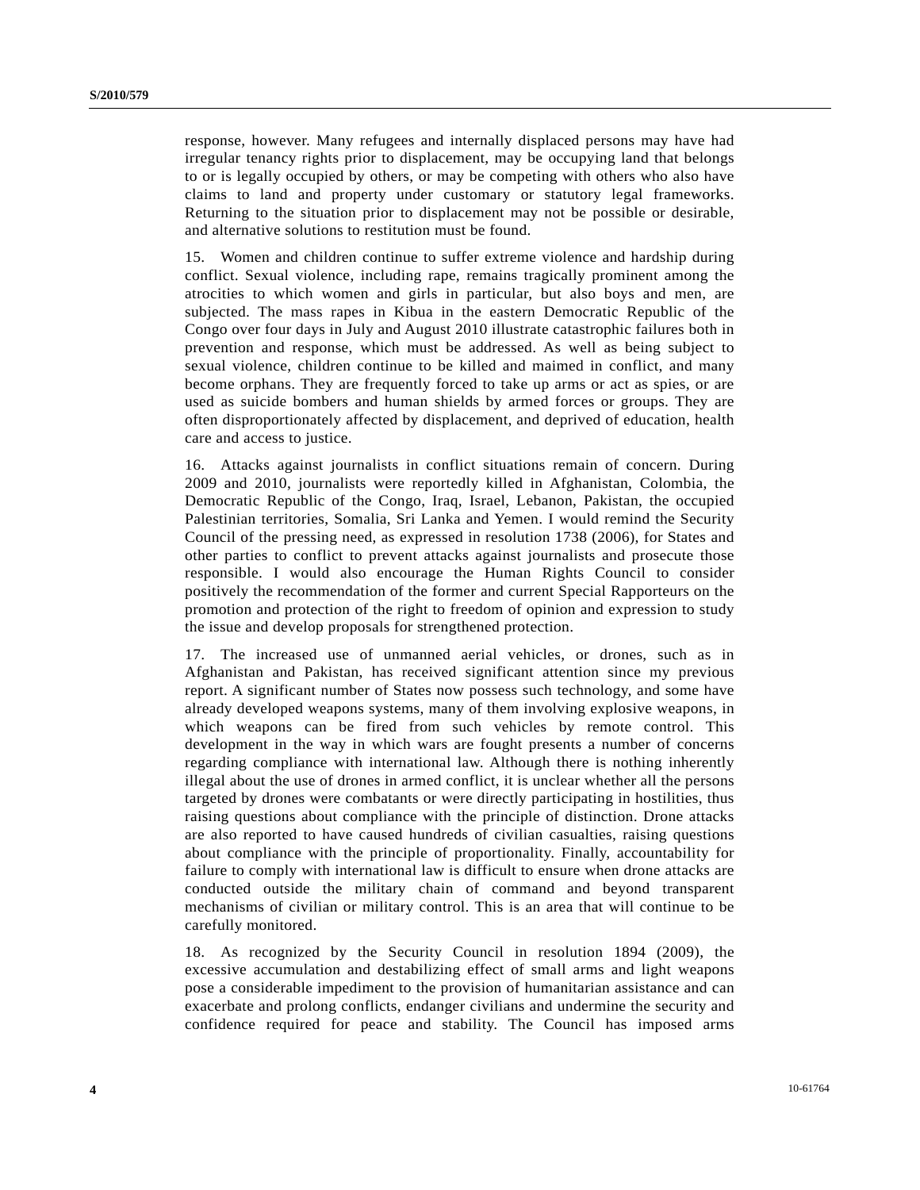response, however. Many refugees and internally displaced persons may have had irregular tenancy rights prior to displacement, may be occupying land that belongs to or is legally occupied by others, or may be competing with others who also have claims to land and property under customary or statutory legal frameworks. Returning to the situation prior to displacement may not be possible or desirable, and alternative solutions to restitution must be found.

15. Women and children continue to suffer extreme violence and hardship during conflict. Sexual violence, including rape, remains tragically prominent among the atrocities to which women and girls in particular, but also boys and men, are subjected. The mass rapes in Kibua in the eastern Democratic Republic of the Congo over four days in July and August 2010 illustrate catastrophic failures both in prevention and response, which must be addressed. As well as being subject to sexual violence, children continue to be killed and maimed in conflict, and many become orphans. They are frequently forced to take up arms or act as spies, or are used as suicide bombers and human shields by armed forces or groups. They are often disproportionately affected by displacement, and deprived of education, health care and access to justice.

16. Attacks against journalists in conflict situations remain of concern. During 2009 and 2010, journalists were reportedly killed in Afghanistan, Colombia, the Democratic Republic of the Congo, Iraq, Israel, Lebanon, Pakistan, the occupied Palestinian territories, Somalia, Sri Lanka and Yemen. I would remind the Security Council of the pressing need, as expressed in resolution 1738 (2006), for States and other parties to conflict to prevent attacks against journalists and prosecute those responsible. I would also encourage the Human Rights Council to consider positively the recommendation of the former and current Special Rapporteurs on the promotion and protection of the right to freedom of opinion and expression to study the issue and develop proposals for strengthened protection.

17. The increased use of unmanned aerial vehicles, or drones, such as in Afghanistan and Pakistan, has received significant attention since my previous report. A significant number of States now possess such technology, and some have already developed weapons systems, many of them involving explosive weapons, in which weapons can be fired from such vehicles by remote control. This development in the way in which wars are fought presents a number of concerns regarding compliance with international law. Although there is nothing inherently illegal about the use of drones in armed conflict, it is unclear whether all the persons targeted by drones were combatants or were directly participating in hostilities, thus raising questions about compliance with the principle of distinction. Drone attacks are also reported to have caused hundreds of civilian casualties, raising questions about compliance with the principle of proportionality. Finally, accountability for failure to comply with international law is difficult to ensure when drone attacks are conducted outside the military chain of command and beyond transparent mechanisms of civilian or military control. This is an area that will continue to be carefully monitored.

18. As recognized by the Security Council in resolution 1894 (2009), the excessive accumulation and destabilizing effect of small arms and light weapons pose a considerable impediment to the provision of humanitarian assistance and can exacerbate and prolong conflicts, endanger civilians and undermine the security and confidence required for peace and stability. The Council has imposed arms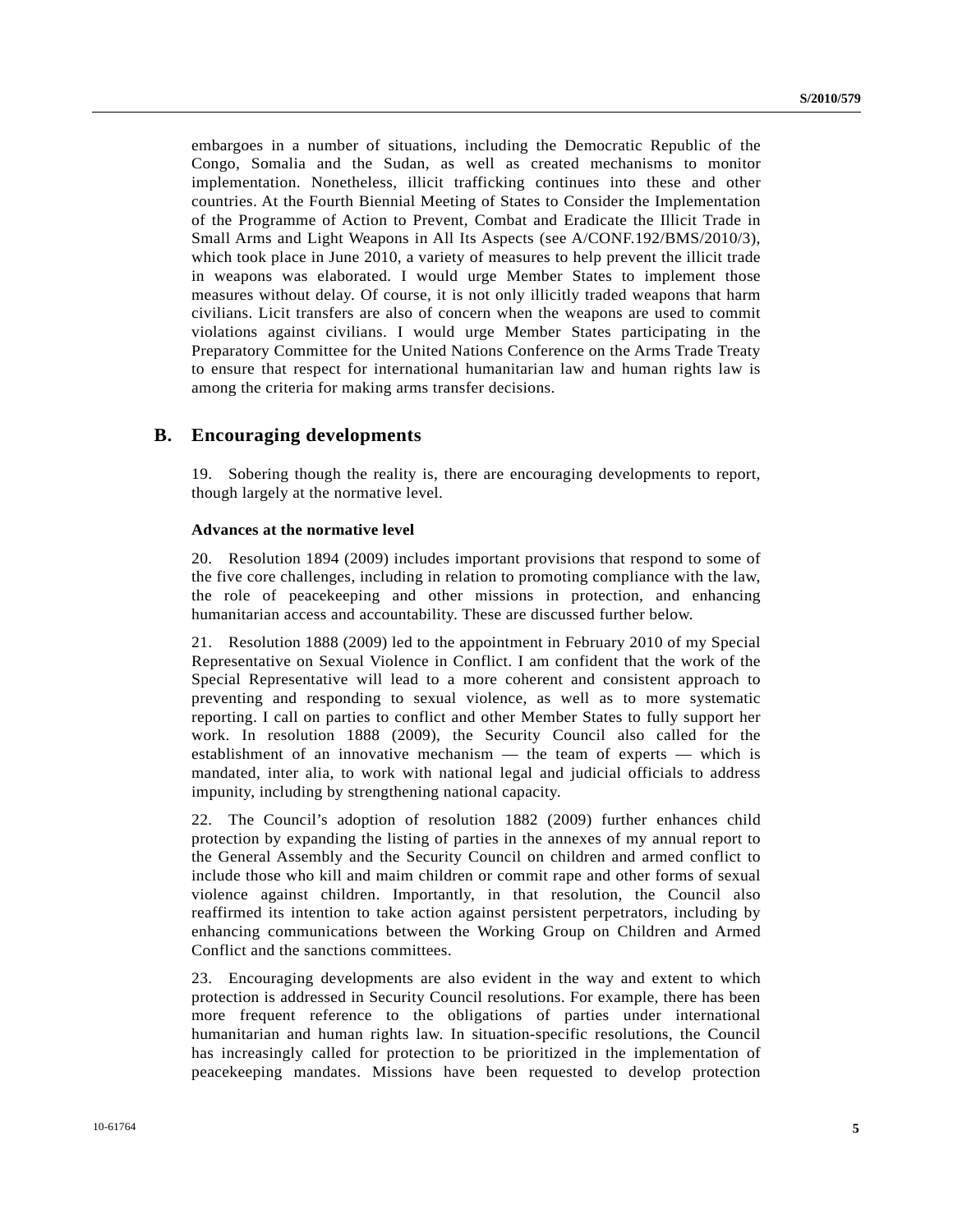embargoes in a number of situations, including the Democratic Republic of the Congo, Somalia and the Sudan, as well as created mechanisms to monitor implementation. Nonetheless, illicit trafficking continues into these and other countries. At the Fourth Biennial Meeting of States to Consider the Implementation of the Programme of Action to Prevent, Combat and Eradicate the Illicit Trade in Small Arms and Light Weapons in All Its Aspects (see A/CONF.192/BMS/2010/3), which took place in June 2010, a variety of measures to help prevent the illicit trade in weapons was elaborated. I would urge Member States to implement those measures without delay. Of course, it is not only illicitly traded weapons that harm civilians. Licit transfers are also of concern when the weapons are used to commit violations against civilians. I would urge Member States participating in the Preparatory Committee for the United Nations Conference on the Arms Trade Treaty to ensure that respect for international humanitarian law and human rights law is among the criteria for making arms transfer decisions.

## B. Encouraging developments

19. Sobering though the reality is, there are encouraging developments to report, though largely at the normative level.

**Advances at the normative level**

20. Resolution 1894 (2009) includes important provisions that respond to some of the five core challenges, including in relation to promoting compliance with the law, the role of peacekeeping and other missions in protection, and enhancing humanitarian access and accountability. These are discussed further below.

21. Resolution 1888 (2009) led to the appointment in February 2010 of my Special Representative on Sexual Violence in Conflict. I am confident that the work of the Special Representative will lead to a more coherent and consistent approach to preventing and responding to sexual violence, as well as to more systematic reporting. I call on parties to conflict and other Member States to fully support her work. In resolution 1888 (2009), the Security Council also called for the establishment of an innovative mechanism — the team of experts — which is mandated, inter alia, to work with national legal and judicial officials to address impunity, including by strengthening national capacity.

22. The Council's adoption of resolution 1882 (2009) further enhances child protection by expanding the listing of parties in the annexes of my annual report to the General Assembly and the Security Council on children and armed conflict to include those who kill and maim children or commit rape and other forms of sexual violence against children. Importantly, in that resolution, the Council also reaffirmed its intention to take action against persistent perpetrators, including by enhancing communications between the Working Group on Children and Armed Conflict and the sanctions committees.

23. Encouraging developments are also evident in the way and extent to which protection is addressed in Security Council resolutions. For example, there has been more frequent reference to the obligations of parties under international humanitarian and human rights law. In situation-specific resolutions, the Council has increasingly called for protection to be prioritized in the implementation of peacekeeping mandates. Missions have been requested to develop protection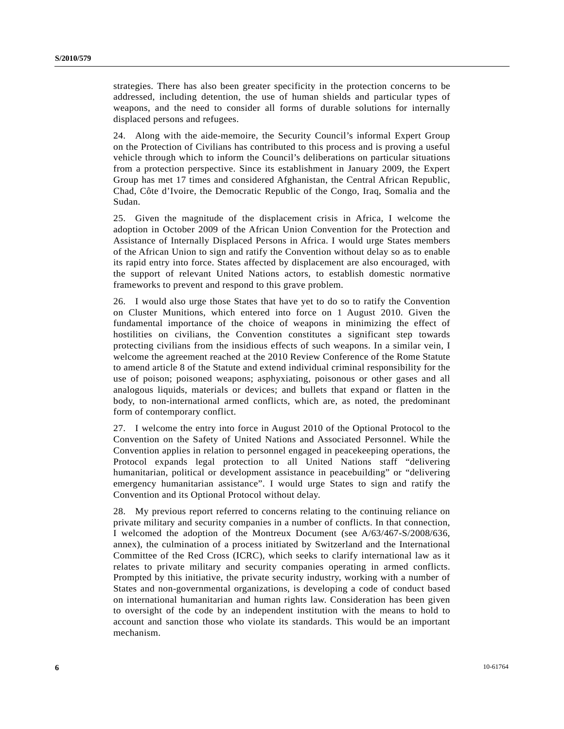strategies. There has also been greater specificity in the protection concerns to be addressed, including detention, the use of human shields and particular types of weapons, and the need to consider all forms of durable solutions for internally displaced persons and refugees.

24. Along with the aide-memoire, the Security Council's informal Expert Group on the Protection of Civilians has contributed to this process and is proving a useful vehicle through which to inform the Council's deliberations on particular situations from a protection perspective. Since its establishment in January 2009, the Expert Group has met 17 times and considered Afghanistan, the Central African Republic, Chad, Côte d'Ivoire, the Democratic Republic of the Congo, Iraq, Somalia and the Sudan.

25. Given the magnitude of the displacement crisis in Africa, I welcome the adoption in October 2009 of the African Union Convention for the Protection and Assistance of Internally Displaced Persons in Africa. I would urge States members of the African Union to sign and ratify the Convention without delay so as to enable its rapid entry into force. States affected by displacement are also encouraged, with the support of relevant United Nations actors, to establish domestic normative frameworks to prevent and respond to this grave problem.

26. I would also urge those States that have yet to do so to ratify the Convention on Cluster Munitions, which entered into force on 1 August 2010. Given the fundamental importance of the choice of weapons in minimizing the effect of hostilities on civilians, the Convention constitutes a significant step towards protecting civilians from the insidious effects of such weapons. In a similar vein, I welcome the agreement reached at the 2010 Review Conference of the Rome Statute to amend article 8 of the Statute and extend individual criminal responsibility for the use of poison; poisoned weapons; asphyxiating, poisonous or other gases and all analogous liquids, materials or devices; and bullets that expand or flatten in the body, to non-international armed conflicts, which are, as noted, the predominant form of contemporary conflict.

27. I welcome the entry into force in August 2010 of the Optional Protocol to the Convention on the Safety of United Nations and Associated Personnel. While the Convention applies in relation to personnel engaged in peacekeeping operations, the Protocol expands legal protection to all United Nations staff "delivering humanitarian, political or development assistance in peacebuilding" or "delivering emergency humanitarian assistance". I would urge States to sign and ratify the Convention and its Optional Protocol without delay.

28. My previous report referred to concerns relating to the continuing reliance on private military and security companies in a number of conflicts. In that connection, I welcomed the adoption of the Montreux Document (see A/63/467-S/2008/636, annex), the culmination of a process initiated by Switzerland and the International Committee of the Red Cross (ICRC), which seeks to clarify international law as it relates to private military and security companies operating in armed conflicts. Prompted by this initiative, the private security industry, working with a number of States and non-governmental organizations, is developing a code of conduct based on international humanitarian and human rights law. Consideration has been given to oversight of the code by an independent institution with the means to hold to account and sanction those who violate its standards. This would be an important mechanism.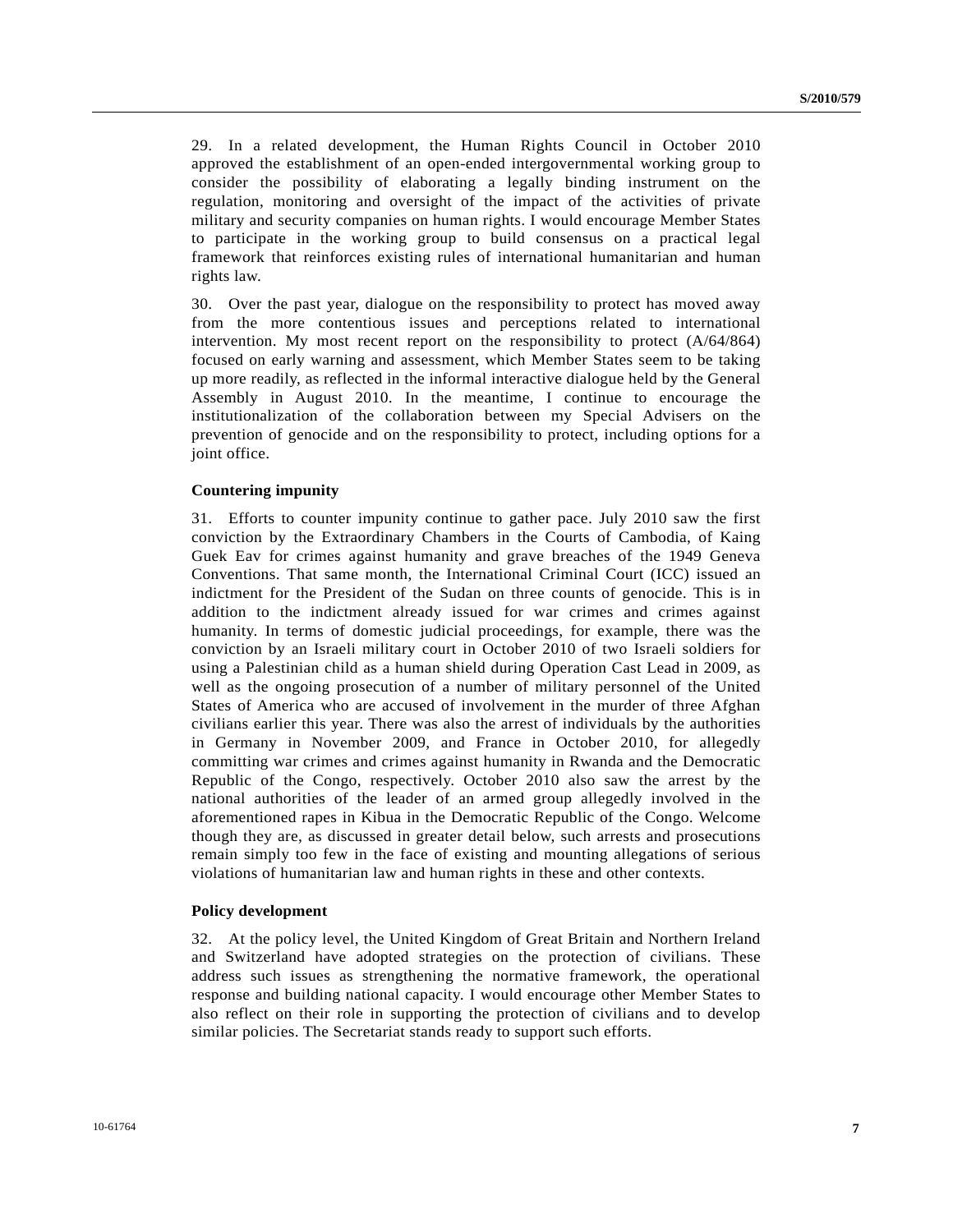29. In a related development, the Human Rights Council in October 2010 approved the establishment of an open-ended intergovernmental working group to consider the possibility of elaborating a legally binding instrument on the regulation, monitoring and oversight of the impact of the activities of private military and security companies on human rights. I would encourage Member States to participate in the working group to build consensus on a practical legal framework that reinforces existing rules of international humanitarian and human rights law.

30. Over the past year, dialogue on the responsibility to protect has moved away from the more contentious issues and perceptions related to international intervention. My most recent report on the responsibility to protect (A/64/864) focused on early warning and assessment, which Member States seem to be taking up more readily, as reflected in the informal interactive dialogue held by the General Assembly in August 2010. In the meantime, I continue to encourage the institutionalization of the collaboration between my Special Advisers on the prevention of genocide and on the responsibility to protect, including options for a joint office.

**Countering impunity**

31. Efforts to counter impunity continue to gather pace. July 2010 saw the first conviction by the Extraordinary Chambers in the Courts of Cambodia, of Kaing Guek Eav for crimes against humanity and grave breaches of the 1949 Geneva Conventions. That same month, the International Criminal Court (ICC) issued an indictment for the President of the Sudan on three counts of genocide. This is in addition to the indictment already issued for war crimes and crimes against humanity. In terms of domestic judicial proceedings, for example, there was the conviction by an Israeli military court in October 2010 of two Israeli soldiers for using a Palestinian child as a human shield during Operation Cast Lead in 2009, as well as the ongoing prosecution of a number of military personnel of the United States of America who are accused of involvement in the murder of three Afghan civilians earlier this year. There was also the arrest of individuals by the authorities in Germany in November 2009, and France in October 2010, for allegedly committing war crimes and crimes against humanity in Rwanda and the Democratic Republic of the Congo, respectively. October 2010 also saw the arrest by the national authorities of the leader of an armed group allegedly involved in the aforementioned rapes in Kibua in the Democratic Republic of the Congo. Welcome though they are, as discussed in greater detail below, such arrests and prosecutions remain simply too few in the face of existing and mounting allegations of serious violations of humanitarian law and human rights in these and other contexts.

**Policy development**

32. At the policy level, the United Kingdom of Great Britain and Northern Ireland and Switzerland have adopted strategies on the protection of civilians. These address such issues as strengthening the normative framework, the operational response and building national capacity. I would encourage other Member States to also reflect on their role in supporting the protection of civilians and to develop similar policies. The Secretariat stands ready to support such efforts.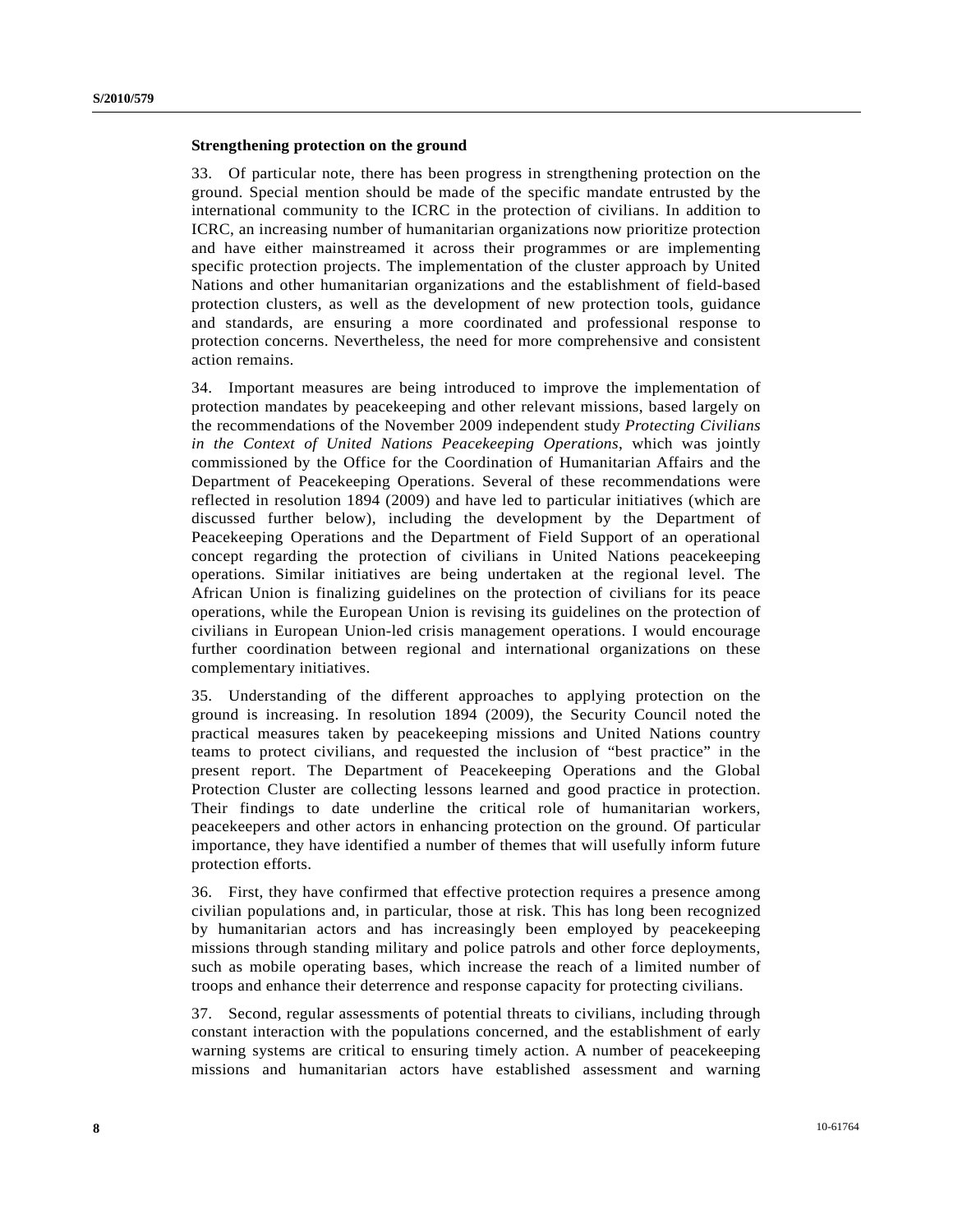**Strengthening protection on the ground**

33. Of particular note, there has been progress in strengthening protection on the ground. Special mention should be made of the specific mandate entrusted by the international community to the ICRC in the protection of civilians. In addition to ICRC, an increasing number of humanitarian organizations now prioritize protection and have either mainstreamed it across their programmes or are implementing specific protection projects. The implementation of the cluster approach by United Nations and other humanitarian organizations and the establishment of field-based protection clusters, as well as the development of new protection tools, guidance and standards, are ensuring a more coordinated and professional response to protection concerns. Nevertheless, the need for more comprehensive and consistent action remains.

34. Important measures are being introduced to improve the implementation of protection mandates by peacekeeping and other relevant missions, based largely on the recommendations of the November 2009 independent study *Protecting Civilians in the Context of United Nations Peacekeeping Operations*, which was jointly commissioned by the Office for the Coordination of Humanitarian Affairs and the Department of Peacekeeping Operations. Several of these recommendations were reflected in resolution 1894 (2009) and have led to particular initiatives (which are discussed further below), including the development by the Department of Peacekeeping Operations and the Department of Field Support of an operational concept regarding the protection of civilians in United Nations peacekeeping operations. Similar initiatives are being undertaken at the regional level. The African Union is finalizing guidelines on the protection of civilians for its peace operations, while the European Union is revising its guidelines on the protection of civilians in European Union-led crisis management operations. I would encourage further coordination between regional and international organizations on these complementary initiatives.

35. Understanding of the different approaches to applying protection on the ground is increasing. In resolution 1894 (2009), the Security Council noted the practical measures taken by peacekeeping missions and United Nations country teams to protect civilians, and requested the inclusion of "best practice" in the present report. The Department of Peacekeeping Operations and the Global Protection Cluster are collecting lessons learned and good practice in protection. Their findings to date underline the critical role of humanitarian workers, peacekeepers and other actors in enhancing protection on the ground. Of particular importance, they have identified a number of themes that will usefully inform future protection efforts.

36. First, they have confirmed that effective protection requires a presence among civilian populations and, in particular, those at risk. This has long been recognized by humanitarian actors and has increasingly been employed by peacekeeping missions through standing military and police patrols and other force deployments, such as mobile operating bases, which increase the reach of a limited number of troops and enhance their deterrence and response capacity for protecting civilians.

37. Second, regular assessments of potential threats to civilians, including through constant interaction with the populations concerned, and the establishment of early warning systems are critical to ensuring timely action. A number of peacekeeping missions and humanitarian actors have established assessment and warning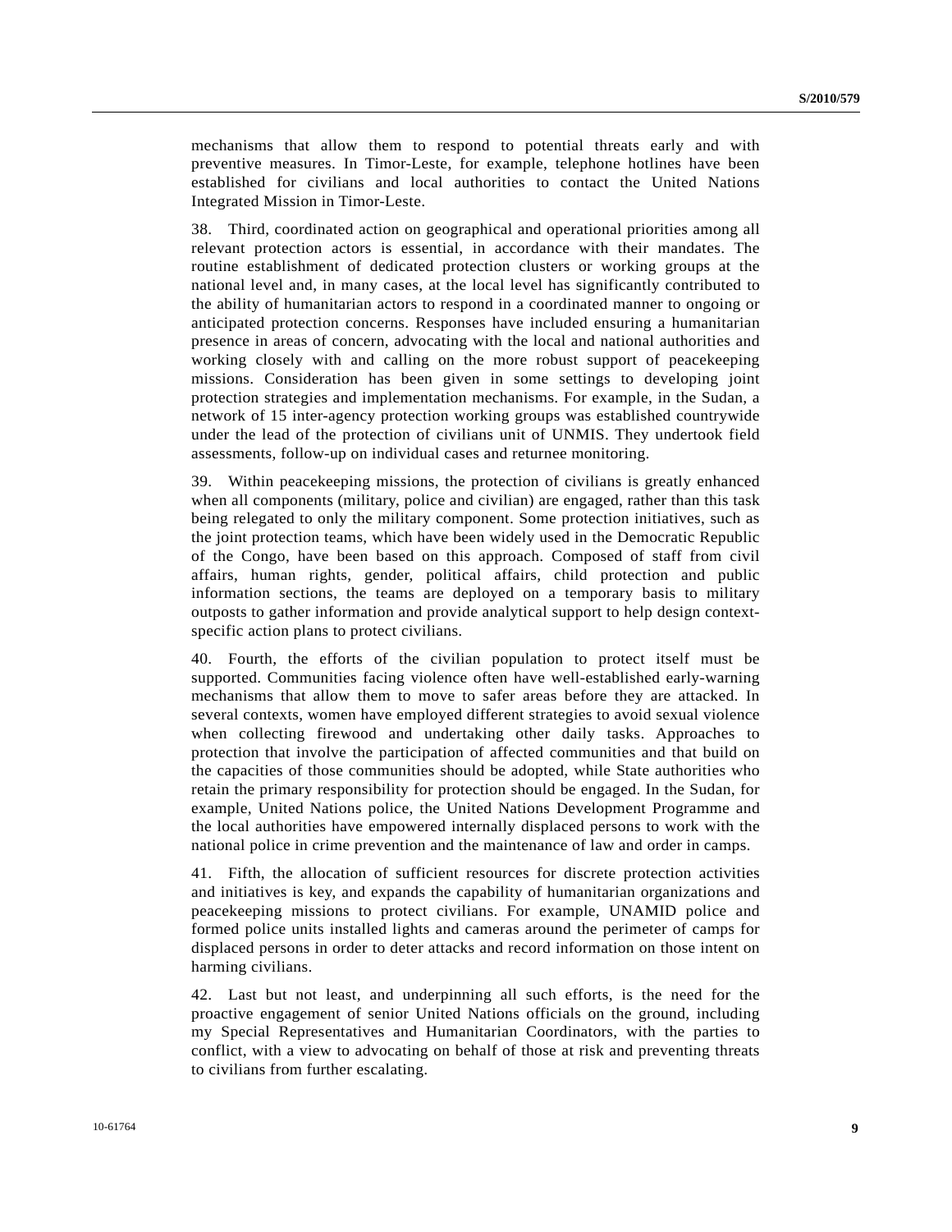mechanisms that allow them to respond to potential threats early and with preventive measures. In Timor-Leste, for example, telephone hotlines have been established for civilians and local authorities to contact the United Nations Integrated Mission in Timor-Leste.

38. Third, coordinated action on geographical and operational priorities among all relevant protection actors is essential, in accordance with their mandates. The routine establishment of dedicated protection clusters or working groups at the national level and, in many cases, at the local level has significantly contributed to the ability of humanitarian actors to respond in a coordinated manner to ongoing or anticipated protection concerns. Responses have included ensuring a humanitarian presence in areas of concern, advocating with the local and national authorities and working closely with and calling on the more robust support of peacekeeping missions. Consideration has been given in some settings to developing joint protection strategies and implementation mechanisms. For example, in the Sudan, a network of 15 inter-agency protection working groups was established countrywide under the lead of the protection of civilians unit of UNMIS. They undertook field assessments, follow-up on individual cases and returnee monitoring.

39. Within peacekeeping missions, the protection of civilians is greatly enhanced when all components (military, police and civilian) are engaged, rather than this task being relegated to only the military component. Some protection initiatives, such as the joint protection teams, which have been widely used in the Democratic Republic of the Congo, have been based on this approach. Composed of staff from civil affairs, human rights, gender, political affairs, child protection and public information sections, the teams are deployed on a temporary basis to military outposts to gather information and provide analytical support to help design context-specific action plans to protect civilians.

40. Fourth, the efforts of the civilian population to protect itself must be supported. Communities facing violence often have well-established early-warning mechanisms that allow them to move to safer areas before they are attacked. In several contexts, women have employed different strategies to avoid sexual violence when collecting firewood and undertaking other daily tasks. Approaches to protection that involve the participation of affected communities and that build on the capacities of those communities should be adopted, while State authorities who retain the primary responsibility for protection should be engaged. In the Sudan, for example, United Nations police, the United Nations Development Programme and the local authorities have empowered internally displaced persons to work with the national police in crime prevention and the maintenance of law and order in camps.

41. Fifth, the allocation of sufficient resources for discrete protection activities and initiatives is key, and expands the capability of humanitarian organizations and peacekeeping missions to protect civilians. For example, UNAMID police and formed police units installed lights and cameras around the perimeter of camps for displaced persons in order to deter attacks and record information on those intent on harming civilians.

42. Last but not least, and underpinning all such efforts, is the need for the proactive engagement of senior United Nations officials on the ground, including my Special Representatives and Humanitarian Coordinators, with the parties to conflict, with a view to advocating on behalf of those at risk and preventing threats to civilians from further escalating.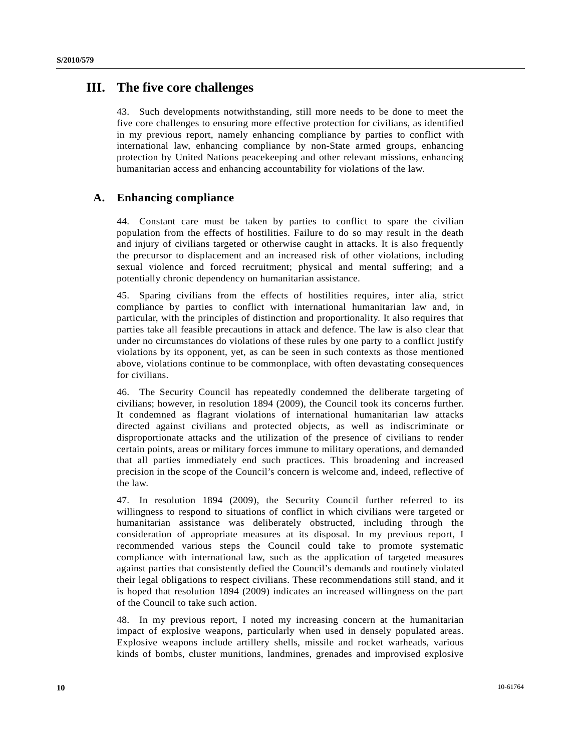# III. The five core challenges

43. Such developments notwithstanding, still more needs to be done to meet the five core challenges to ensuring more effective protection for civilians, as identified in my previous report, namely enhancing compliance by parties to conflict with international law, enhancing compliance by non-State armed groups, enhancing protection by United Nations peacekeeping and other relevant missions, enhancing humanitarian access and enhancing accountability for violations of the law.

## A. Enhancing compliance

44. Constant care must be taken by parties to conflict to spare the civilian population from the effects of hostilities. Failure to do so may result in the death and injury of civilians targeted or otherwise caught in attacks. It is also frequently the precursor to displacement and an increased risk of other violations, including sexual violence and forced recruitment; physical and mental suffering; and a potentially chronic dependency on humanitarian assistance.

45. Sparing civilians from the effects of hostilities requires, inter alia, strict compliance by parties to conflict with international humanitarian law and, in particular, with the principles of distinction and proportionality. It also requires that parties take all feasible precautions in attack and defence. The law is also clear that under no circumstances do violations of these rules by one party to a conflict justify violations by its opponent, yet, as can be seen in such contexts as those mentioned above, violations continue to be commonplace, with often devastating consequences for civilians.

46. The Security Council has repeatedly condemned the deliberate targeting of civilians; however, in resolution 1894 (2009), the Council took its concerns further. It condemned as flagrant violations of international humanitarian law attacks directed against civilians and protected objects, as well as indiscriminate or disproportionate attacks and the utilization of the presence of civilians to render certain points, areas or military forces immune to military operations, and demanded that all parties immediately end such practices. This broadening and increased precision in the scope of the Council's concern is welcome and, indeed, reflective of the law.

47. In resolution 1894 (2009), the Security Council further referred to its willingness to respond to situations of conflict in which civilians were targeted or humanitarian assistance was deliberately obstructed, including through the consideration of appropriate measures at its disposal. In my previous report, I recommended various steps the Council could take to promote systematic compliance with international law, such as the application of targeted measures against parties that consistently defied the Council's demands and routinely violated their legal obligations to respect civilians. These recommendations still stand, and it is hoped that resolution 1894 (2009) indicates an increased willingness on the part of the Council to take such action.

48. In my previous report, I noted my increasing concern at the humanitarian impact of explosive weapons, particularly when used in densely populated areas. Explosive weapons include artillery shells, missile and rocket warheads, various kinds of bombs, cluster munitions, landmines, grenades and improvised explosive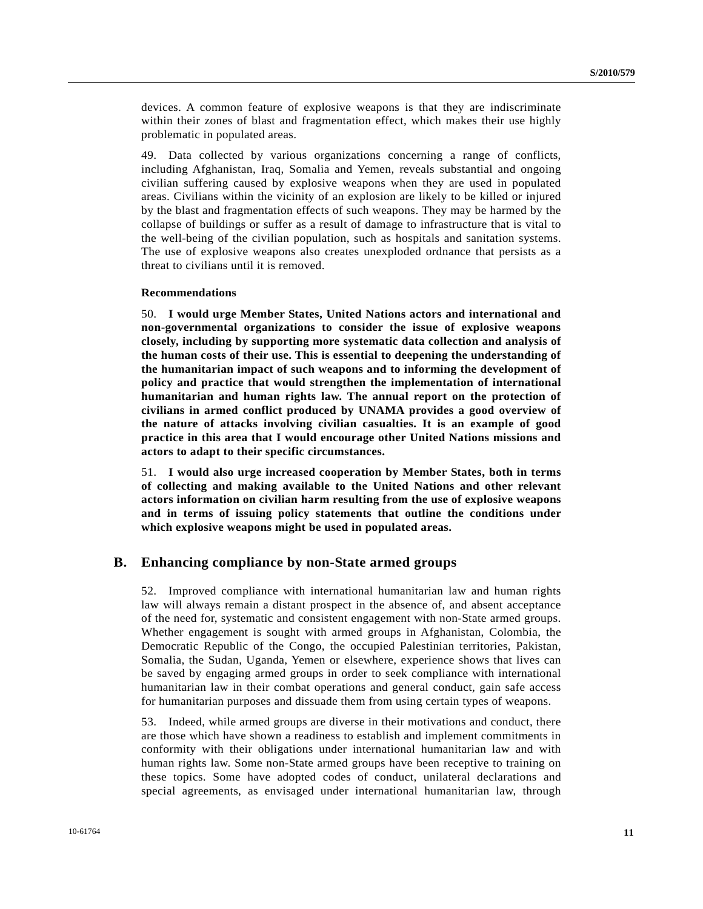devices. A common feature of explosive weapons is that they are indiscriminate within their zones of blast and fragmentation effect, which makes their use highly problematic in populated areas.

49. Data collected by various organizations concerning a range of conflicts, including Afghanistan, Iraq, Somalia and Yemen, reveals substantial and ongoing civilian suffering caused by explosive weapons when they are used in populated areas. Civilians within the vicinity of an explosion are likely to be killed or injured by the blast and fragmentation effects of such weapons. They may be harmed by the collapse of buildings or suffer as a result of damage to infrastructure that is vital to the well-being of the civilian population, such as hospitals and sanitation systems. The use of explosive weapons also creates unexploded ordnance that persists as a threat to civilians until it is removed.

**Recommendations**

50. **I would urge Member States, United Nations actors and international and non-governmental organizations to consider the issue of explosive weapons closely, including by supporting more systematic data collection and analysis of the human costs of their use. This is essential to deepening the understanding of the humanitarian impact of such weapons and to informing the development of policy and practice that would strengthen the implementation of international humanitarian and human rights law. The annual report on the protection of civilians in armed conflict produced by UNAMA provides a good overview of the nature of attacks involving civilian casualties. It is an example of good practice in this area that I would encourage other United Nations missions and actors to adapt to their specific circumstances.**

51. **I would also urge increased cooperation by Member States, both in terms of collecting and making available to the United Nations and other relevant actors information on civilian harm resulting from the use of explosive weapons and in terms of issuing policy statements that outline the conditions under which explosive weapons might be used in populated areas.**

## B. Enhancing compliance by non-State armed groups

52. Improved compliance with international humanitarian law and human rights law will always remain a distant prospect in the absence of, and absent acceptance of the need for, systematic and consistent engagement with non-State armed groups. Whether engagement is sought with armed groups in Afghanistan, Colombia, the Democratic Republic of the Congo, the occupied Palestinian territories, Pakistan, Somalia, the Sudan, Uganda, Yemen or elsewhere, experience shows that lives can be saved by engaging armed groups in order to seek compliance with international humanitarian law in their combat operations and general conduct, gain safe access for humanitarian purposes and dissuade them from using certain types of weapons.

53. Indeed, while armed groups are diverse in their motivations and conduct, there are those which have shown a readiness to establish and implement commitments in conformity with their obligations under international humanitarian law and with human rights law. Some non-State armed groups have been receptive to training on these topics. Some have adopted codes of conduct, unilateral declarations and special agreements, as envisaged under international humanitarian law, through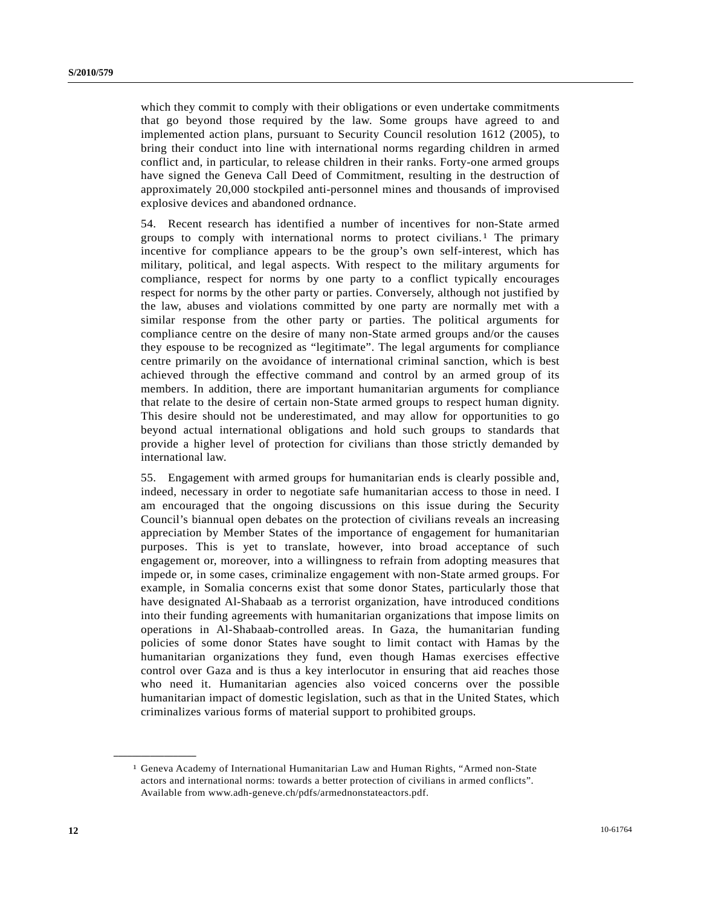which they commit to comply with their obligations or even undertake commitments that go beyond those required by the law. Some groups have agreed to and implemented action plans, pursuant to Security Council resolution 1612 (2005), to bring their conduct into line with international norms regarding children in armed conflict and, in particular, to release children in their ranks. Forty-one armed groups have signed the Geneva Call Deed of Commitment, resulting in the destruction of approximately 20,000 stockpiled anti-personnel mines and thousands of improvised explosive devices and abandoned ordnance.

54. Recent research has identified a number of incentives for non-State armed groups to comply with international norms to protect civilians.[1] The primary incentive for compliance appears to be the group's own self-interest, which has military, political, and legal aspects. With respect to the military arguments for compliance, respect for norms by one party to a conflict typically encourages respect for norms by the other party or parties. Conversely, although not justified by the law, abuses and violations committed by one party are normally met with a similar response from the other party or parties. The political arguments for compliance centre on the desire of many non-State armed groups and/or the causes they espouse to be recognized as "legitimate". The legal arguments for compliance centre primarily on the avoidance of international criminal sanction, which is best achieved through the effective command and control by an armed group of its members. In addition, there are important humanitarian arguments for compliance that relate to the desire of certain non-State armed groups to respect human dignity. This desire should not be underestimated, and may allow for opportunities to go beyond actual international obligations and hold such groups to standards that provide a higher level of protection for civilians than those strictly demanded by international law.

55. Engagement with armed groups for humanitarian ends is clearly possible and, indeed, necessary in order to negotiate safe humanitarian access to those in need. I am encouraged that the ongoing discussions on this issue during the Security Council's biannual open debates on the protection of civilians reveals an increasing appreciation by Member States of the importance of engagement for humanitarian purposes. This is yet to translate, however, into broad acceptance of such engagement or, moreover, into a willingness to refrain from adopting measures that impede or, in some cases, criminalize engagement with non-State armed groups. For example, in Somalia concerns exist that some donor States, particularly those that have designated Al-Shabaab as a terrorist organization, have introduced conditions into their funding agreements with humanitarian organizations that impose limits on operations in Al-Shabaab-controlled areas. In Gaza, the humanitarian funding policies of some donor States have sought to limit contact with Hamas by the humanitarian organizations they fund, even though Hamas exercises effective control over Gaza and is thus a key interlocutor in ensuring that aid reaches those who need it. Humanitarian agencies also voiced concerns over the possible humanitarian impact of domestic legislation, such as that in the United States, which criminalizes various forms of material support to prohibited groups.

---

[1] Geneva Academy of International Humanitarian Law and Human Rights, "Armed non-State actors and international norms: towards a better protection of civilians in armed conflicts". Available from www.adh-geneve.ch/pdfs/armednonstateactors.pdf.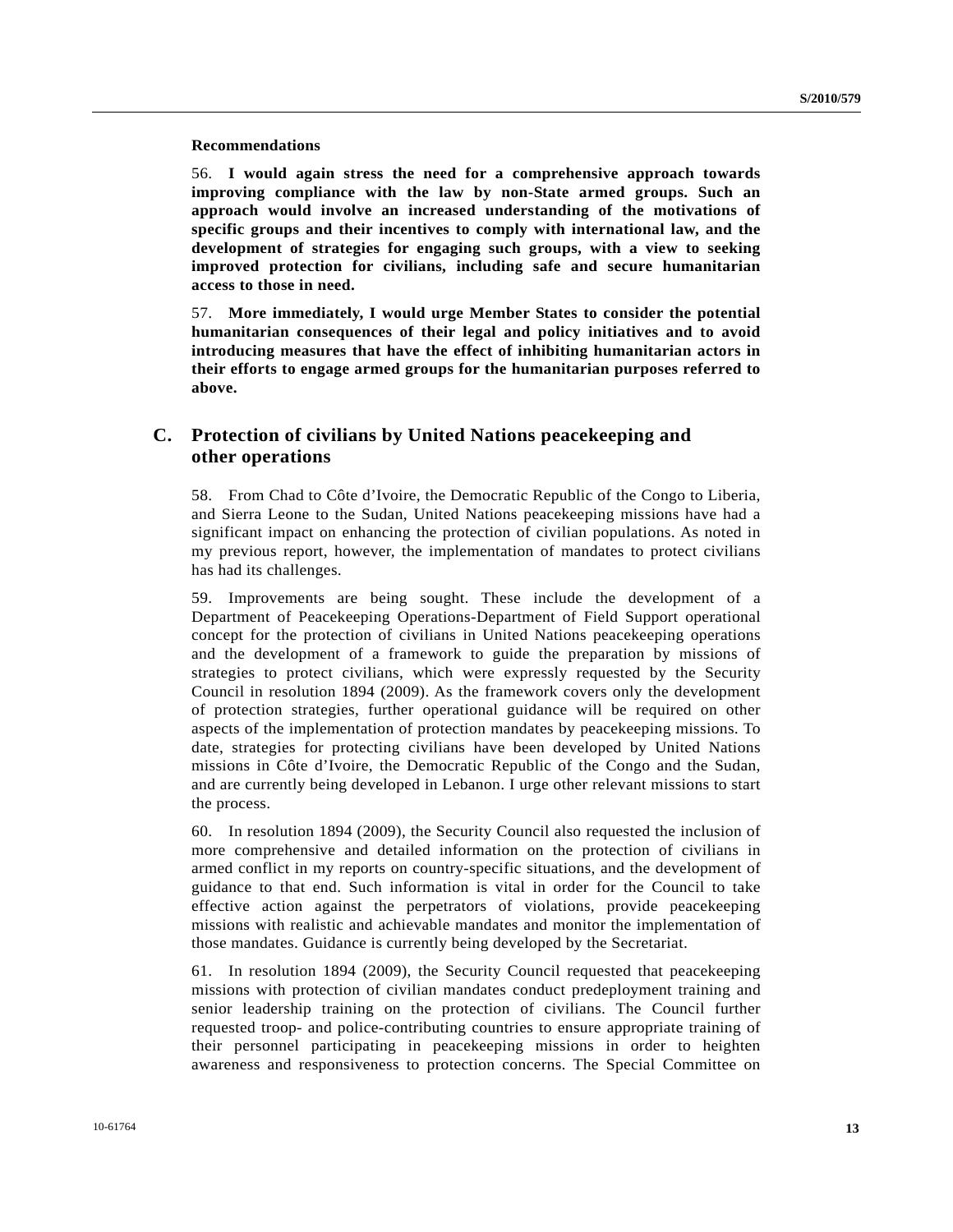**Recommendations**

56. **I would again stress the need for a comprehensive approach towards improving compliance with the law by non-State armed groups. Such an approach would involve an increased understanding of the motivations of specific groups and their incentives to comply with international law, and the development of strategies for engaging such groups, with a view to seeking improved protection for civilians, including safe and secure humanitarian access to those in need.**

57. **More immediately, I would urge Member States to consider the potential humanitarian consequences of their legal and policy initiatives and to avoid introducing measures that have the effect of inhibiting humanitarian actors in their efforts to engage armed groups for the humanitarian purposes referred to above.**

## C. Protection of civilians by United Nations peacekeeping and other operations

58. From Chad to Côte d'Ivoire, the Democratic Republic of the Congo to Liberia, and Sierra Leone to the Sudan, United Nations peacekeeping missions have had a significant impact on enhancing the protection of civilian populations. As noted in my previous report, however, the implementation of mandates to protect civilians has had its challenges.

59. Improvements are being sought. These include the development of a Department of Peacekeeping Operations-Department of Field Support operational concept for the protection of civilians in United Nations peacekeeping operations and the development of a framework to guide the preparation by missions of strategies to protect civilians, which were expressly requested by the Security Council in resolution 1894 (2009). As the framework covers only the development of protection strategies, further operational guidance will be required on other aspects of the implementation of protection mandates by peacekeeping missions. To date, strategies for protecting civilians have been developed by United Nations missions in Côte d'Ivoire, the Democratic Republic of the Congo and the Sudan, and are currently being developed in Lebanon. I urge other relevant missions to start the process.

60. In resolution 1894 (2009), the Security Council also requested the inclusion of more comprehensive and detailed information on the protection of civilians in armed conflict in my reports on country-specific situations, and the development of guidance to that end. Such information is vital in order for the Council to take effective action against the perpetrators of violations, provide peacekeeping missions with realistic and achievable mandates and monitor the implementation of those mandates. Guidance is currently being developed by the Secretariat.

61. In resolution 1894 (2009), the Security Council requested that peacekeeping missions with protection of civilian mandates conduct predeployment training and senior leadership training on the protection of civilians. The Council further requested troop- and police-contributing countries to ensure appropriate training of their personnel participating in peacekeeping missions in order to heighten awareness and responsiveness to protection concerns. The Special Committee on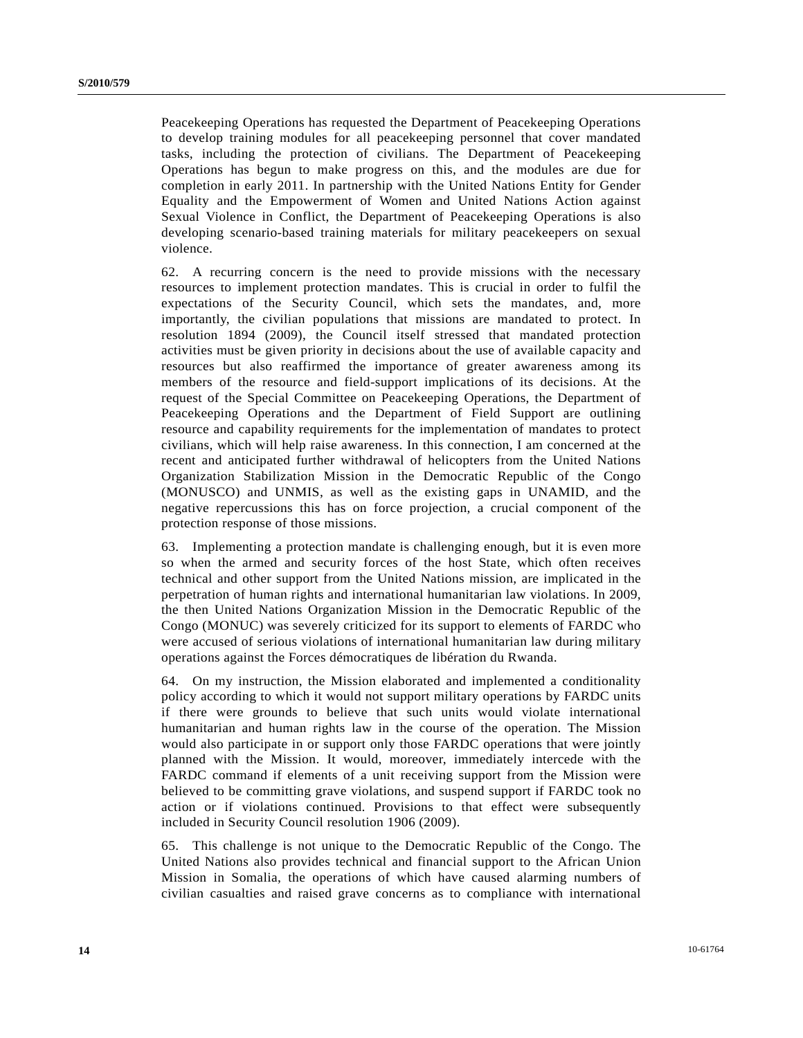Peacekeeping Operations has requested the Department of Peacekeeping Operations to develop training modules for all peacekeeping personnel that cover mandated tasks, including the protection of civilians. The Department of Peacekeeping Operations has begun to make progress on this, and the modules are due for completion in early 2011. In partnership with the United Nations Entity for Gender Equality and the Empowerment of Women and United Nations Action against Sexual Violence in Conflict, the Department of Peacekeeping Operations is also developing scenario-based training materials for military peacekeepers on sexual violence.

62. A recurring concern is the need to provide missions with the necessary resources to implement protection mandates. This is crucial in order to fulfil the expectations of the Security Council, which sets the mandates, and, more importantly, the civilian populations that missions are mandated to protect. In resolution 1894 (2009), the Council itself stressed that mandated protection activities must be given priority in decisions about the use of available capacity and resources but also reaffirmed the importance of greater awareness among its members of the resource and field-support implications of its decisions. At the request of the Special Committee on Peacekeeping Operations, the Department of Peacekeeping Operations and the Department of Field Support are outlining resource and capability requirements for the implementation of mandates to protect civilians, which will help raise awareness. In this connection, I am concerned at the recent and anticipated further withdrawal of helicopters from the United Nations Organization Stabilization Mission in the Democratic Republic of the Congo (MONUSCO) and UNMIS, as well as the existing gaps in UNAMID, and the negative repercussions this has on force projection, a crucial component of the protection response of those missions.

63. Implementing a protection mandate is challenging enough, but it is even more so when the armed and security forces of the host State, which often receives technical and other support from the United Nations mission, are implicated in the perpetration of human rights and international humanitarian law violations. In 2009, the then United Nations Organization Mission in the Democratic Republic of the Congo (MONUC) was severely criticized for its support to elements of FARDC who were accused of serious violations of international humanitarian law during military operations against the Forces démocratiques de libération du Rwanda.

64. On my instruction, the Mission elaborated and implemented a conditionality policy according to which it would not support military operations by FARDC units if there were grounds to believe that such units would violate international humanitarian and human rights law in the course of the operation. The Mission would also participate in or support only those FARDC operations that were jointly planned with the Mission. It would, moreover, immediately intercede with the FARDC command if elements of a unit receiving support from the Mission were believed to be committing grave violations, and suspend support if FARDC took no action or if violations continued. Provisions to that effect were subsequently included in Security Council resolution 1906 (2009).

65. This challenge is not unique to the Democratic Republic of the Congo. The United Nations also provides technical and financial support to the African Union Mission in Somalia, the operations of which have caused alarming numbers of civilian casualties and raised grave concerns as to compliance with international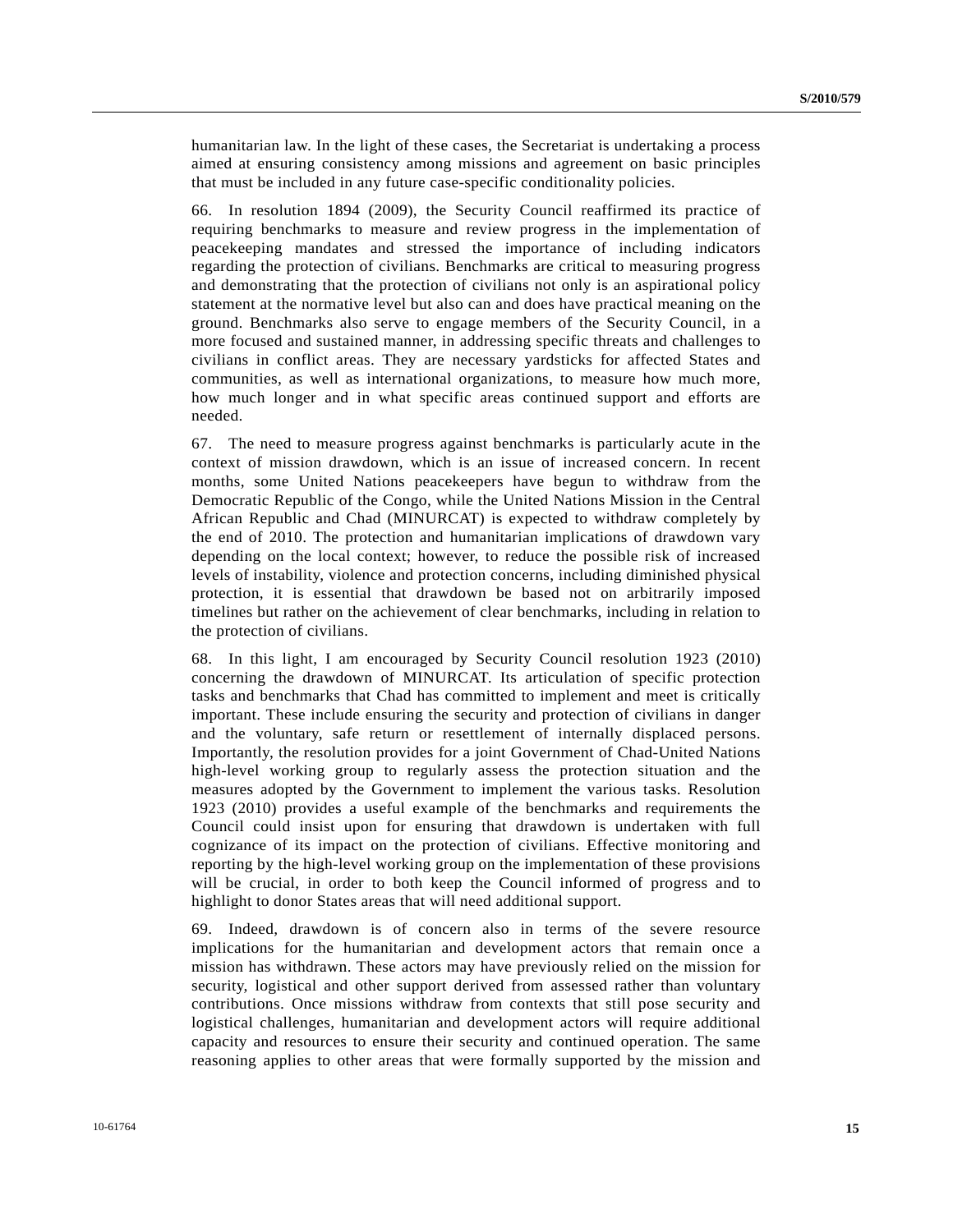humanitarian law. In the light of these cases, the Secretariat is undertaking a process aimed at ensuring consistency among missions and agreement on basic principles that must be included in any future case-specific conditionality policies.

66. In resolution 1894 (2009), the Security Council reaffirmed its practice of requiring benchmarks to measure and review progress in the implementation of peacekeeping mandates and stressed the importance of including indicators regarding the protection of civilians. Benchmarks are critical to measuring progress and demonstrating that the protection of civilians not only is an aspirational policy statement at the normative level but also can and does have practical meaning on the ground. Benchmarks also serve to engage members of the Security Council, in a more focused and sustained manner, in addressing specific threats and challenges to civilians in conflict areas. They are necessary yardsticks for affected States and communities, as well as international organizations, to measure how much more, how much longer and in what specific areas continued support and efforts are needed.

67. The need to measure progress against benchmarks is particularly acute in the context of mission drawdown, which is an issue of increased concern. In recent months, some United Nations peacekeepers have begun to withdraw from the Democratic Republic of the Congo, while the United Nations Mission in the Central African Republic and Chad (MINURCAT) is expected to withdraw completely by the end of 2010. The protection and humanitarian implications of drawdown vary depending on the local context; however, to reduce the possible risk of increased levels of instability, violence and protection concerns, including diminished physical protection, it is essential that drawdown be based not on arbitrarily imposed timelines but rather on the achievement of clear benchmarks, including in relation to the protection of civilians.

68. In this light, I am encouraged by Security Council resolution 1923 (2010) concerning the drawdown of MINURCAT. Its articulation of specific protection tasks and benchmarks that Chad has committed to implement and meet is critically important. These include ensuring the security and protection of civilians in danger and the voluntary, safe return or resettlement of internally displaced persons. Importantly, the resolution provides for a joint Government of Chad-United Nations high-level working group to regularly assess the protection situation and the measures adopted by the Government to implement the various tasks. Resolution 1923 (2010) provides a useful example of the benchmarks and requirements the Council could insist upon for ensuring that drawdown is undertaken with full cognizance of its impact on the protection of civilians. Effective monitoring and reporting by the high-level working group on the implementation of these provisions will be crucial, in order to both keep the Council informed of progress and to highlight to donor States areas that will need additional support.

69. Indeed, drawdown is of concern also in terms of the severe resource implications for the humanitarian and development actors that remain once a mission has withdrawn. These actors may have previously relied on the mission for security, logistical and other support derived from assessed rather than voluntary contributions. Once missions withdraw from contexts that still pose security and logistical challenges, humanitarian and development actors will require additional capacity and resources to ensure their security and continued operation. The same reasoning applies to other areas that were formally supported by the mission and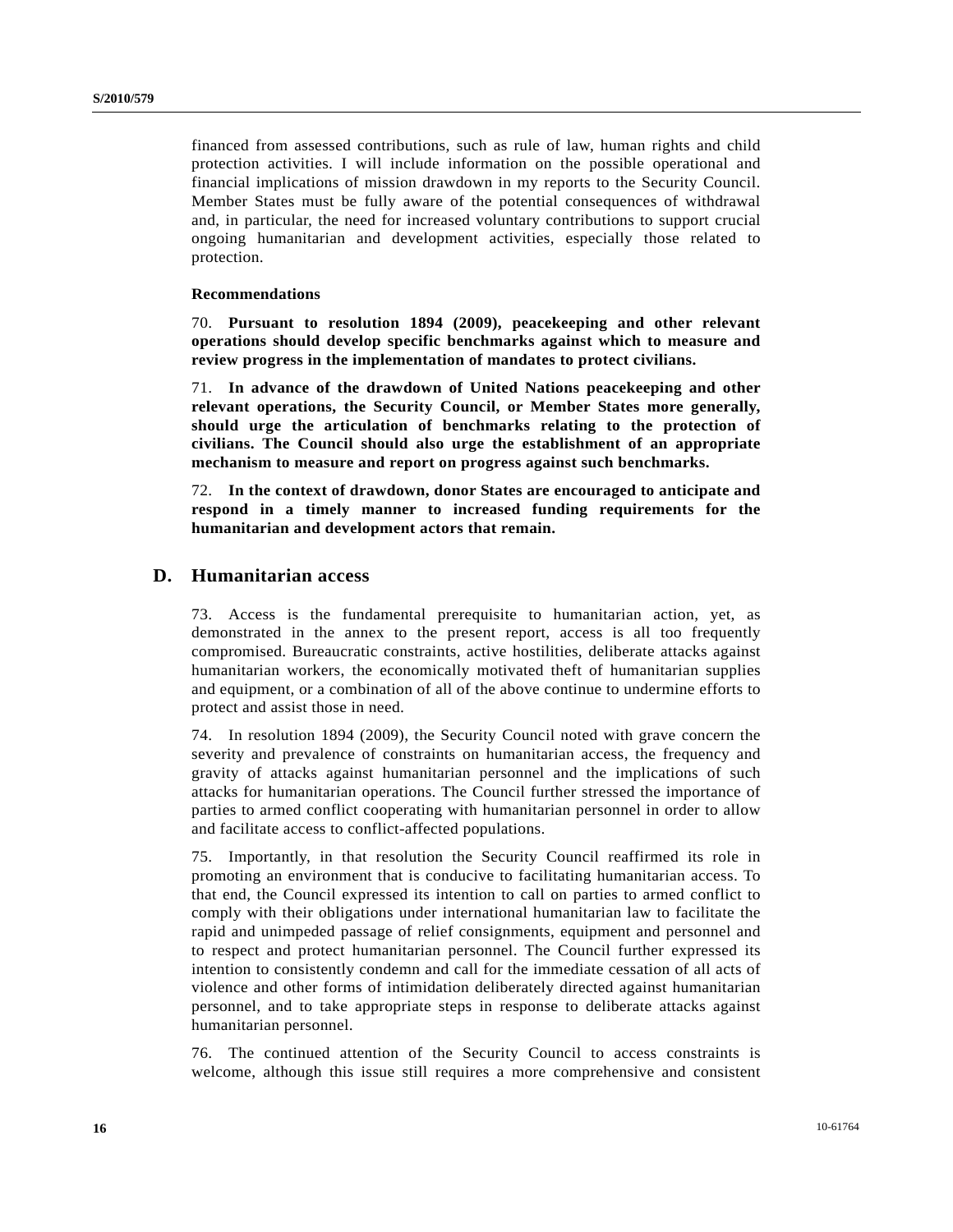financed from assessed contributions, such as rule of law, human rights and child protection activities. I will include information on the possible operational and financial implications of mission drawdown in my reports to the Security Council. Member States must be fully aware of the potential consequences of withdrawal and, in particular, the need for increased voluntary contributions to support crucial ongoing humanitarian and development activities, especially those related to protection.

**Recommendations**

70. **Pursuant to resolution 1894 (2009), peacekeeping and other relevant operations should develop specific benchmarks against which to measure and review progress in the implementation of mandates to protect civilians.**

71. **In advance of the drawdown of United Nations peacekeeping and other relevant operations, the Security Council, or Member States more generally, should urge the articulation of benchmarks relating to the protection of civilians. The Council should also urge the establishment of an appropriate mechanism to measure and report on progress against such benchmarks.**

72. **In the context of drawdown, donor States are encouraged to anticipate and respond in a timely manner to increased funding requirements for the humanitarian and development actors that remain.**

## D. Humanitarian access

73. Access is the fundamental prerequisite to humanitarian action, yet, as demonstrated in the annex to the present report, access is all too frequently compromised. Bureaucratic constraints, active hostilities, deliberate attacks against humanitarian workers, the economically motivated theft of humanitarian supplies and equipment, or a combination of all of the above continue to undermine efforts to protect and assist those in need.

74. In resolution 1894 (2009), the Security Council noted with grave concern the severity and prevalence of constraints on humanitarian access, the frequency and gravity of attacks against humanitarian personnel and the implications of such attacks for humanitarian operations. The Council further stressed the importance of parties to armed conflict cooperating with humanitarian personnel in order to allow and facilitate access to conflict-affected populations.

75. Importantly, in that resolution the Security Council reaffirmed its role in promoting an environment that is conducive to facilitating humanitarian access. To that end, the Council expressed its intention to call on parties to armed conflict to comply with their obligations under international humanitarian law to facilitate the rapid and unimpeded passage of relief consignments, equipment and personnel and to respect and protect humanitarian personnel. The Council further expressed its intention to consistently condemn and call for the immediate cessation of all acts of violence and other forms of intimidation deliberately directed against humanitarian personnel, and to take appropriate steps in response to deliberate attacks against humanitarian personnel.

76. The continued attention of the Security Council to access constraints is welcome, although this issue still requires a more comprehensive and consistent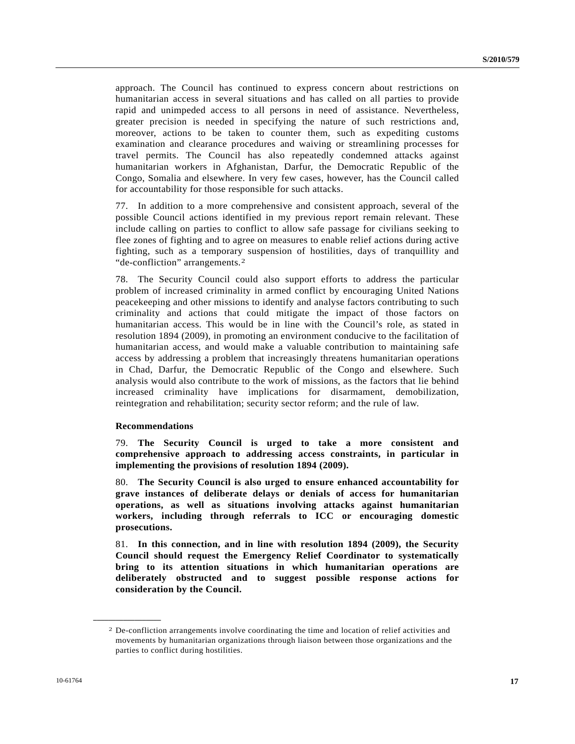approach. The Council has continued to express concern about restrictions on humanitarian access in several situations and has called on all parties to provide rapid and unimpeded access to all persons in need of assistance. Nevertheless, greater precision is needed in specifying the nature of such restrictions and, moreover, actions to be taken to counter them, such as expediting customs examination and clearance procedures and waiving or streamlining processes for travel permits. The Council has also repeatedly condemned attacks against humanitarian workers in Afghanistan, Darfur, the Democratic Republic of the Congo, Somalia and elsewhere. In very few cases, however, has the Council called for accountability for those responsible for such attacks.

77. In addition to a more comprehensive and consistent approach, several of the possible Council actions identified in my previous report remain relevant. These include calling on parties to conflict to allow safe passage for civilians seeking to flee zones of fighting and to agree on measures to enable relief actions during active fighting, such as a temporary suspension of hostilities, days of tranquillity and "de-confliction" arrangements.[2]

78. The Security Council could also support efforts to address the particular problem of increased criminality in armed conflict by encouraging United Nations peacekeeping and other missions to identify and analyse factors contributing to such criminality and actions that could mitigate the impact of those factors on humanitarian access. This would be in line with the Council's role, as stated in resolution 1894 (2009), in promoting an environment conducive to the facilitation of humanitarian access, and would make a valuable contribution to maintaining safe access by addressing a problem that increasingly threatens humanitarian operations in Chad, Darfur, the Democratic Republic of the Congo and elsewhere. Such analysis would also contribute to the work of missions, as the factors that lie behind increased criminality have implications for disarmament, demobilization, reintegration and rehabilitation; security sector reform; and the rule of law.

### Recommendations

79. **The Security Council is urged to take a more consistent and comprehensive approach to addressing access constraints, in particular in implementing the provisions of resolution 1894 (2009).**

80. **The Security Council is also urged to ensure enhanced accountability for grave instances of deliberate delays or denials of access for humanitarian operations, as well as situations involving attacks against humanitarian workers, including through referrals to ICC or encouraging domestic prosecutions.**

81. **In this connection, and in line with resolution 1894 (2009), the Security Council should request the Emergency Relief Coordinator to systematically bring to its attention situations in which humanitarian operations are deliberately obstructed and to suggest possible response actions for consideration by the Council.**

---

[2] De-confliction arrangements involve coordinating the time and location of relief activities and movements by humanitarian organizations through liaison between those organizations and the parties to conflict during hostilities.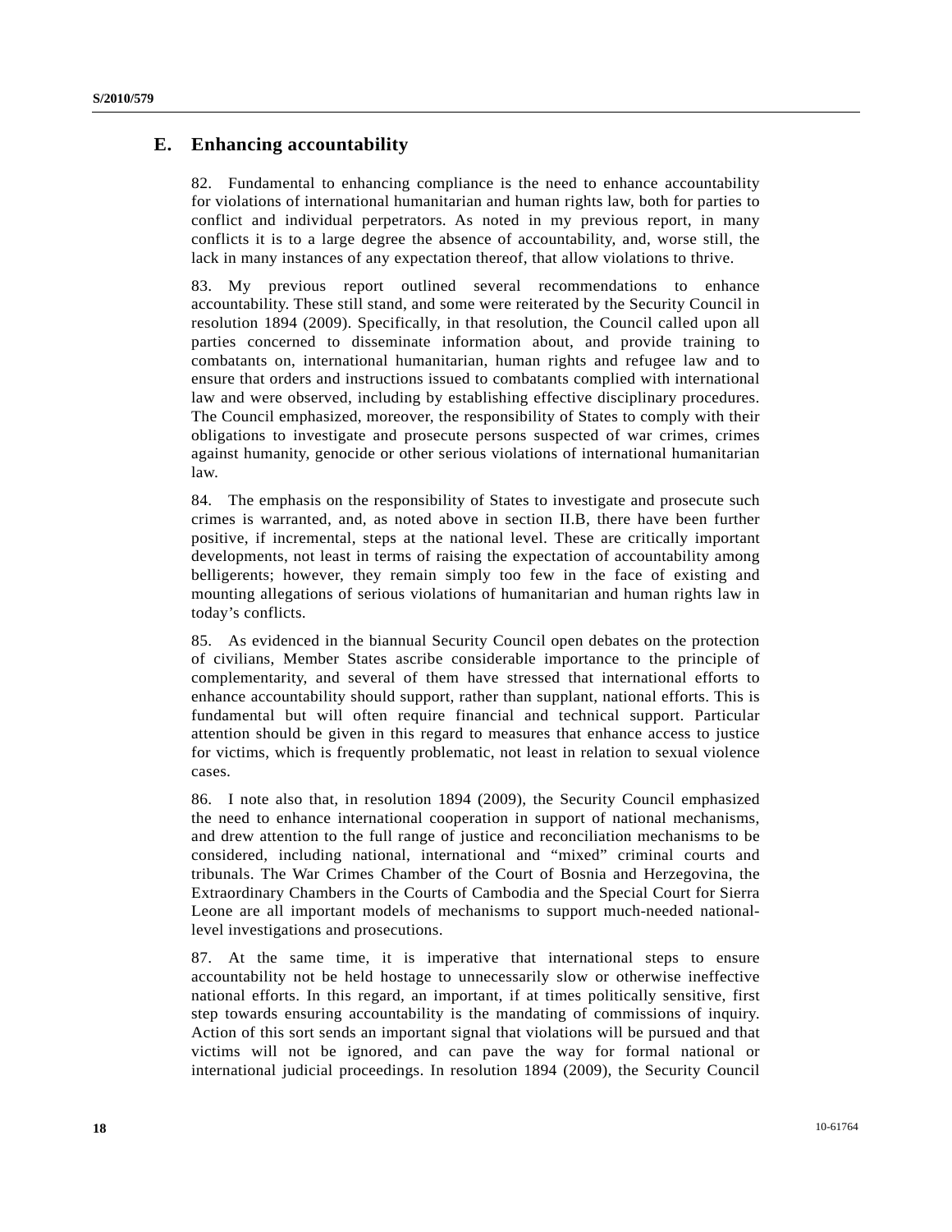## E. Enhancing accountability

82. Fundamental to enhancing compliance is the need to enhance accountability for violations of international humanitarian and human rights law, both for parties to conflict and individual perpetrators. As noted in my previous report, in many conflicts it is to a large degree the absence of accountability, and, worse still, the lack in many instances of any expectation thereof, that allow violations to thrive.

83. My previous report outlined several recommendations to enhance accountability. These still stand, and some were reiterated by the Security Council in resolution 1894 (2009). Specifically, in that resolution, the Council called upon all parties concerned to disseminate information about, and provide training to combatants on, international humanitarian, human rights and refugee law and to ensure that orders and instructions issued to combatants complied with international law and were observed, including by establishing effective disciplinary procedures. The Council emphasized, moreover, the responsibility of States to comply with their obligations to investigate and prosecute persons suspected of war crimes, crimes against humanity, genocide or other serious violations of international humanitarian law.

84. The emphasis on the responsibility of States to investigate and prosecute such crimes is warranted, and, as noted above in section II.B, there have been further positive, if incremental, steps at the national level. These are critically important developments, not least in terms of raising the expectation of accountability among belligerents; however, they remain simply too few in the face of existing and mounting allegations of serious violations of humanitarian and human rights law in today's conflicts.

85. As evidenced in the biannual Security Council open debates on the protection of civilians, Member States ascribe considerable importance to the principle of complementarity, and several of them have stressed that international efforts to enhance accountability should support, rather than supplant, national efforts. This is fundamental but will often require financial and technical support. Particular attention should be given in this regard to measures that enhance access to justice for victims, which is frequently problematic, not least in relation to sexual violence cases.

86. I note also that, in resolution 1894 (2009), the Security Council emphasized the need to enhance international cooperation in support of national mechanisms, and drew attention to the full range of justice and reconciliation mechanisms to be considered, including national, international and "mixed" criminal courts and tribunals. The War Crimes Chamber of the Court of Bosnia and Herzegovina, the Extraordinary Chambers in the Courts of Cambodia and the Special Court for Sierra Leone are all important models of mechanisms to support much-needed national-level investigations and prosecutions.

87. At the same time, it is imperative that international steps to ensure accountability not be held hostage to unnecessarily slow or otherwise ineffective national efforts. In this regard, an important, if at times politically sensitive, first step towards ensuring accountability is the mandating of commissions of inquiry. Action of this sort sends an important signal that violations will be pursued and that victims will not be ignored, and can pave the way for formal national or international judicial proceedings. In resolution 1894 (2009), the Security Council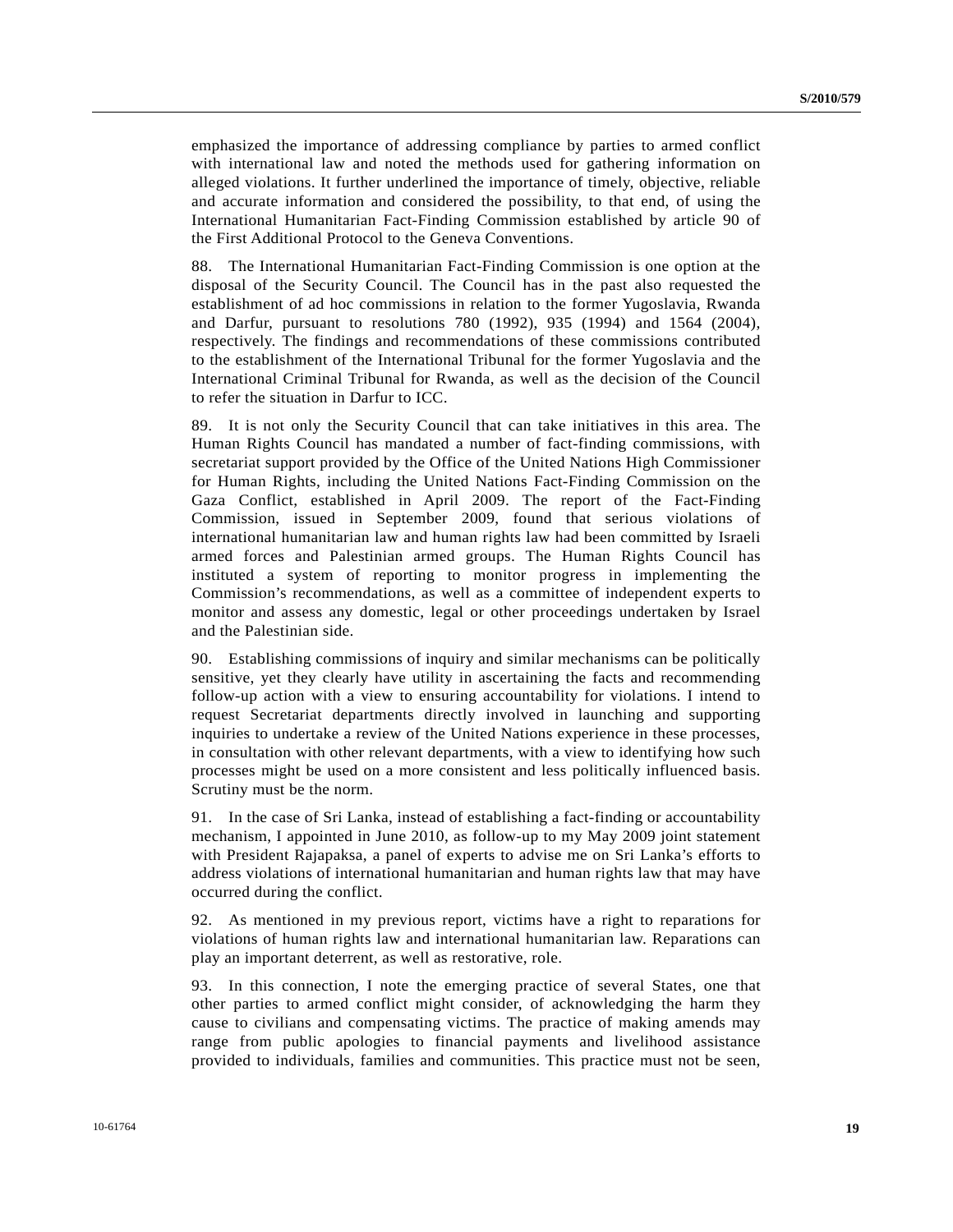emphasized the importance of addressing compliance by parties to armed conflict with international law and noted the methods used for gathering information on alleged violations. It further underlined the importance of timely, objective, reliable and accurate information and considered the possibility, to that end, of using the International Humanitarian Fact-Finding Commission established by article 90 of the First Additional Protocol to the Geneva Conventions.

88. The International Humanitarian Fact-Finding Commission is one option at the disposal of the Security Council. The Council has in the past also requested the establishment of ad hoc commissions in relation to the former Yugoslavia, Rwanda and Darfur, pursuant to resolutions 780 (1992), 935 (1994) and 1564 (2004), respectively. The findings and recommendations of these commissions contributed to the establishment of the International Tribunal for the former Yugoslavia and the International Criminal Tribunal for Rwanda, as well as the decision of the Council to refer the situation in Darfur to ICC.

89. It is not only the Security Council that can take initiatives in this area. The Human Rights Council has mandated a number of fact-finding commissions, with secretariat support provided by the Office of the United Nations High Commissioner for Human Rights, including the United Nations Fact-Finding Commission on the Gaza Conflict, established in April 2009. The report of the Fact-Finding Commission, issued in September 2009, found that serious violations of international humanitarian law and human rights law had been committed by Israeli armed forces and Palestinian armed groups. The Human Rights Council has instituted a system of reporting to monitor progress in implementing the Commission's recommendations, as well as a committee of independent experts to monitor and assess any domestic, legal or other proceedings undertaken by Israel and the Palestinian side.

90. Establishing commissions of inquiry and similar mechanisms can be politically sensitive, yet they clearly have utility in ascertaining the facts and recommending follow-up action with a view to ensuring accountability for violations. I intend to request Secretariat departments directly involved in launching and supporting inquiries to undertake a review of the United Nations experience in these processes, in consultation with other relevant departments, with a view to identifying how such processes might be used on a more consistent and less politically influenced basis. Scrutiny must be the norm.

91. In the case of Sri Lanka, instead of establishing a fact-finding or accountability mechanism, I appointed in June 2010, as follow-up to my May 2009 joint statement with President Rajapaksa, a panel of experts to advise me on Sri Lanka's efforts to address violations of international humanitarian and human rights law that may have occurred during the conflict.

92. As mentioned in my previous report, victims have a right to reparations for violations of human rights law and international humanitarian law. Reparations can play an important deterrent, as well as restorative, role.

93. In this connection, I note the emerging practice of several States, one that other parties to armed conflict might consider, of acknowledging the harm they cause to civilians and compensating victims. The practice of making amends may range from public apologies to financial payments and livelihood assistance provided to individuals, families and communities. This practice must not be seen,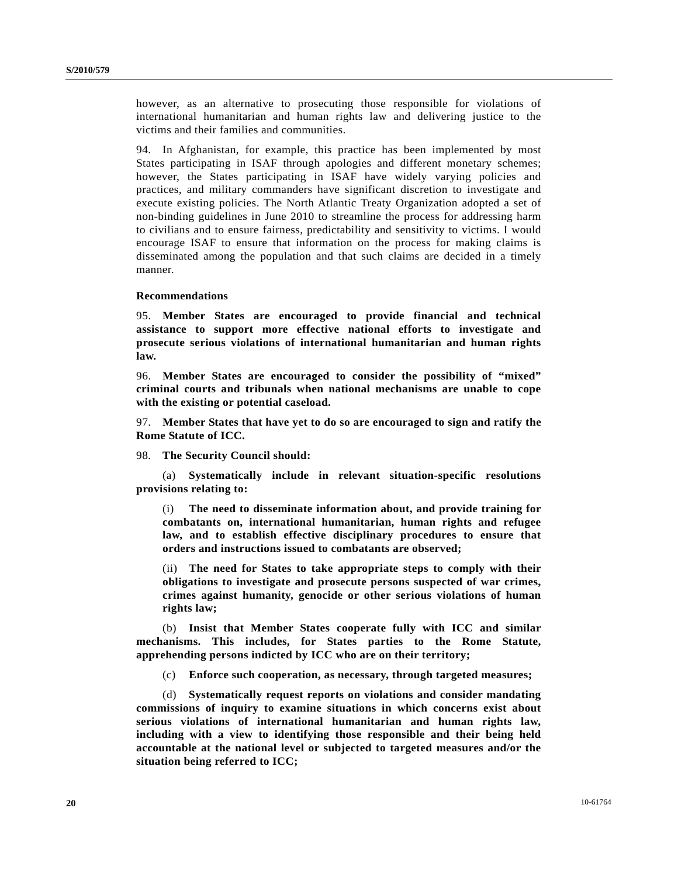however, as an alternative to prosecuting those responsible for violations of international humanitarian and human rights law and delivering justice to the victims and their families and communities.

94. In Afghanistan, for example, this practice has been implemented by most States participating in ISAF through apologies and different monetary schemes; however, the States participating in ISAF have widely varying policies and practices, and military commanders have significant discretion to investigate and execute existing policies. The North Atlantic Treaty Organization adopted a set of non-binding guidelines in June 2010 to streamline the process for addressing harm to civilians and to ensure fairness, predictability and sensitivity to victims. I would encourage ISAF to ensure that information on the process for making claims is disseminated among the population and that such claims are decided in a timely manner.

#### Recommendations

95. **Member States are encouraged to provide financial and technical assistance to support more effective national efforts to investigate and prosecute serious violations of international humanitarian and human rights law.**

96. **Member States are encouraged to consider the possibility of "mixed" criminal courts and tribunals when national mechanisms are unable to cope with the existing or potential caseload.**

97. **Member States that have yet to do so are encouraged to sign and ratify the Rome Statute of ICC.**

98. **The Security Council should:**

(a) **Systematically include in relevant situation-specific resolutions provisions relating to:**

(i) **The need to disseminate information about, and provide training for combatants on, international humanitarian, human rights and refugee law, and to establish effective disciplinary procedures to ensure that orders and instructions issued to combatants are observed;**

(ii) **The need for States to take appropriate steps to comply with their obligations to investigate and prosecute persons suspected of war crimes, crimes against humanity, genocide or other serious violations of human rights law;**

(b) **Insist that Member States cooperate fully with ICC and similar mechanisms. This includes, for States parties to the Rome Statute, apprehending persons indicted by ICC who are on their territory;**

(c) **Enforce such cooperation, as necessary, through targeted measures;**

(d) **Systematically request reports on violations and consider mandating commissions of inquiry to examine situations in which concerns exist about serious violations of international humanitarian and human rights law, including with a view to identifying those responsible and their being held accountable at the national level or subjected to targeted measures and/or the situation being referred to ICC;**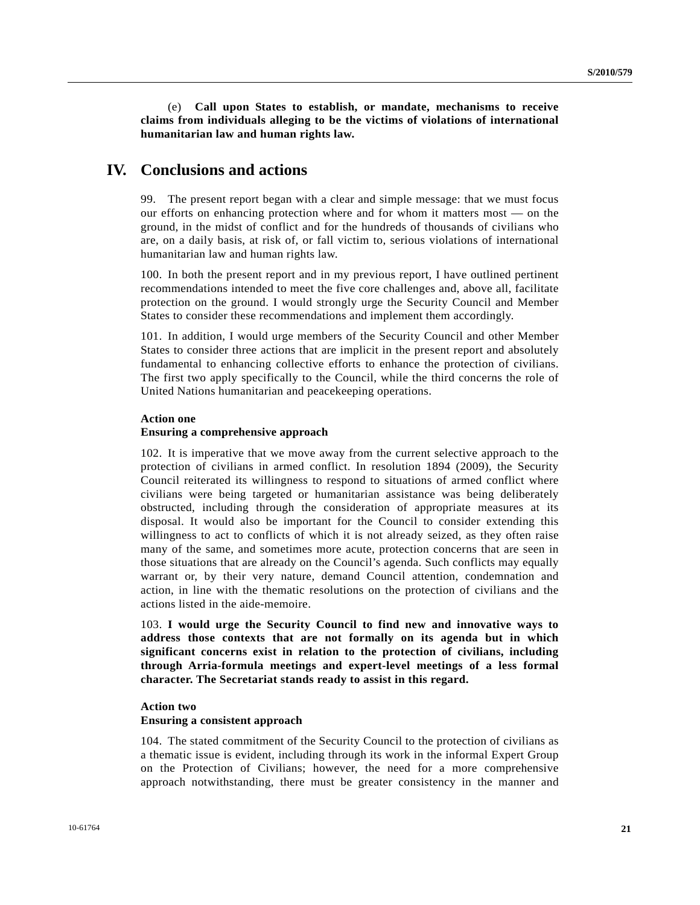(e) **Call upon States to establish, or mandate, mechanisms to receive claims from individuals alleging to be the victims of violations of international humanitarian law and human rights law.**

# IV. Conclusions and actions

99. The present report began with a clear and simple message: that we must focus our efforts on enhancing protection where and for whom it matters most — on the ground, in the midst of conflict and for the hundreds of thousands of civilians who are, on a daily basis, at risk of, or fall victim to, serious violations of international humanitarian law and human rights law.

100. In both the present report and in my previous report, I have outlined pertinent recommendations intended to meet the five core challenges and, above all, facilitate protection on the ground. I would strongly urge the Security Council and Member States to consider these recommendations and implement them accordingly.

101. In addition, I would urge members of the Security Council and other Member States to consider three actions that are implicit in the present report and absolutely fundamental to enhancing collective efforts to enhance the protection of civilians. The first two apply specifically to the Council, while the third concerns the role of United Nations humanitarian and peacekeeping operations.

**Action one**
**Ensuring a comprehensive approach**

102. It is imperative that we move away from the current selective approach to the protection of civilians in armed conflict. In resolution 1894 (2009), the Security Council reiterated its willingness to respond to situations of armed conflict where civilians were being targeted or humanitarian assistance was being deliberately obstructed, including through the consideration of appropriate measures at its disposal. It would also be important for the Council to consider extending this willingness to act to conflicts of which it is not already seized, as they often raise many of the same, and sometimes more acute, protection concerns that are seen in those situations that are already on the Council's agenda. Such conflicts may equally warrant or, by their very nature, demand Council attention, condemnation and action, in line with the thematic resolutions on the protection of civilians and the actions listed in the aide-memoire.

103. **I would urge the Security Council to find new and innovative ways to address those contexts that are not formally on its agenda but in which significant concerns exist in relation to the protection of civilians, including through Arria-formula meetings and expert-level meetings of a less formal character. The Secretariat stands ready to assist in this regard.**

**Action two**
**Ensuring a consistent approach**

104. The stated commitment of the Security Council to the protection of civilians as a thematic issue is evident, including through its work in the informal Expert Group on the Protection of Civilians; however, the need for a more comprehensive approach notwithstanding, there must be greater consistency in the manner and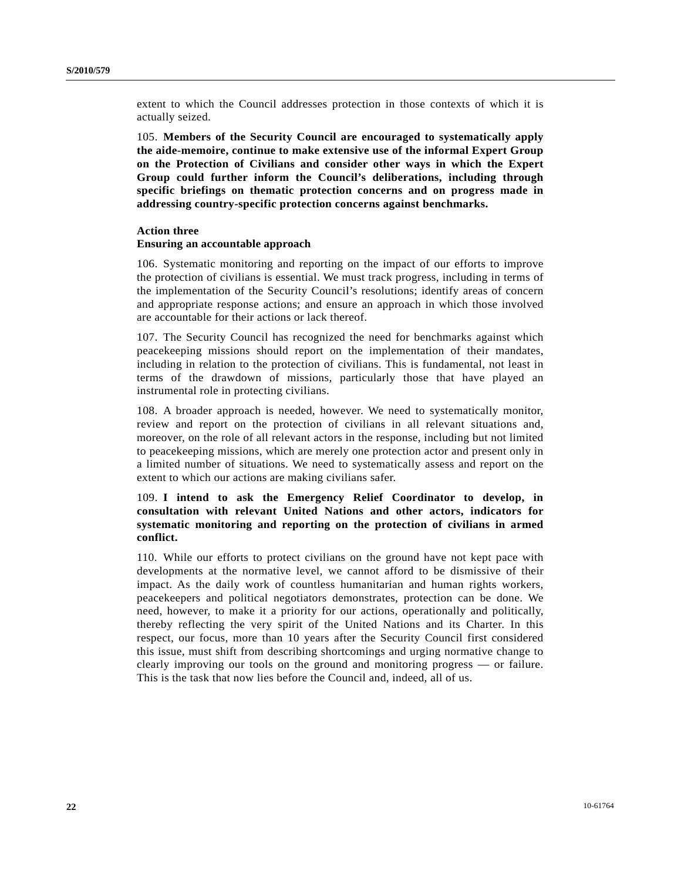extent to which the Council addresses protection in those contexts of which it is actually seized.

105. **Members of the Security Council are encouraged to systematically apply the aide-memoire, continue to make extensive use of the informal Expert Group on the Protection of Civilians and consider other ways in which the Expert Group could further inform the Council's deliberations, including through specific briefings on thematic protection concerns and on progress made in addressing country-specific protection concerns against benchmarks.**

**Action three**
**Ensuring an accountable approach**

106. Systematic monitoring and reporting on the impact of our efforts to improve the protection of civilians is essential. We must track progress, including in terms of the implementation of the Security Council's resolutions; identify areas of concern and appropriate response actions; and ensure an approach in which those involved are accountable for their actions or lack thereof.

107. The Security Council has recognized the need for benchmarks against which peacekeeping missions should report on the implementation of their mandates, including in relation to the protection of civilians. This is fundamental, not least in terms of the drawdown of missions, particularly those that have played an instrumental role in protecting civilians.

108. A broader approach is needed, however. We need to systematically monitor, review and report on the protection of civilians in all relevant situations and, moreover, on the role of all relevant actors in the response, including but not limited to peacekeeping missions, which are merely one protection actor and present only in a limited number of situations. We need to systematically assess and report on the extent to which our actions are making civilians safer.

109. **I intend to ask the Emergency Relief Coordinator to develop, in consultation with relevant United Nations and other actors, indicators for systematic monitoring and reporting on the protection of civilians in armed conflict.**

110. While our efforts to protect civilians on the ground have not kept pace with developments at the normative level, we cannot afford to be dismissive of their impact. As the daily work of countless humanitarian and human rights workers, peacekeepers and political negotiators demonstrates, protection can be done. We need, however, to make it a priority for our actions, operationally and politically, thereby reflecting the very spirit of the United Nations and its Charter. In this respect, our focus, more than 10 years after the Security Council first considered this issue, must shift from describing shortcomings and urging normative change to clearly improving our tools on the ground and monitoring progress — or failure. This is the task that now lies before the Council and, indeed, all of us.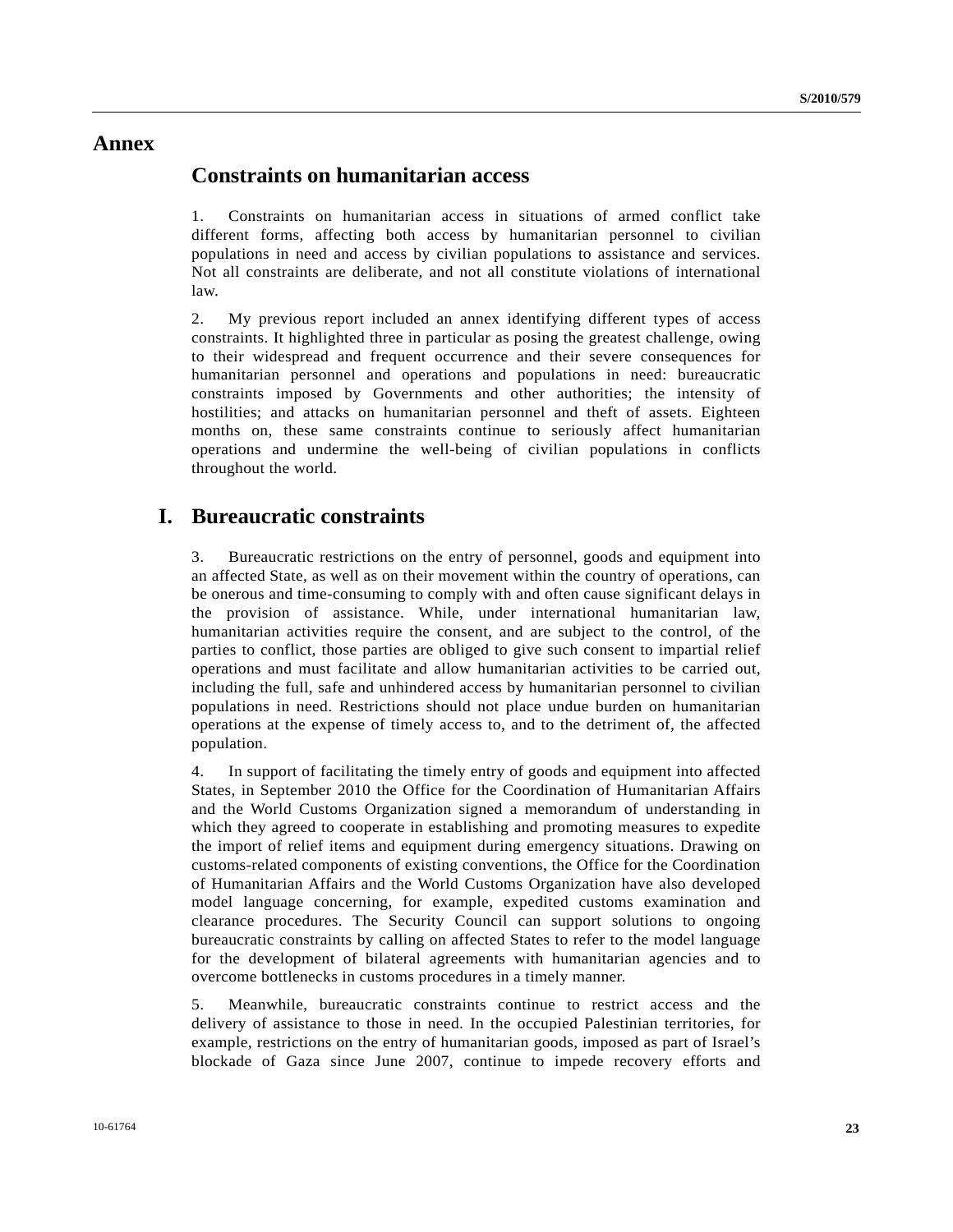# Annex

## Constraints on humanitarian access

1. Constraints on humanitarian access in situations of armed conflict take different forms, affecting both access by humanitarian personnel to civilian populations in need and access by civilian populations to assistance and services. Not all constraints are deliberate, and not all constitute violations of international law.

2. My previous report included an annex identifying different types of access constraints. It highlighted three in particular as posing the greatest challenge, owing to their widespread and frequent occurrence and their severe consequences for humanitarian personnel and operations and populations in need: bureaucratic constraints imposed by Governments and other authorities; the intensity of hostilities; and attacks on humanitarian personnel and theft of assets. Eighteen months on, these same constraints continue to seriously affect humanitarian operations and undermine the well-being of civilian populations in conflicts throughout the world.

## I. Bureaucratic constraints

3. Bureaucratic restrictions on the entry of personnel, goods and equipment into an affected State, as well as on their movement within the country of operations, can be onerous and time-consuming to comply with and often cause significant delays in the provision of assistance. While, under international humanitarian law, humanitarian activities require the consent, and are subject to the control, of the parties to conflict, those parties are obliged to give such consent to impartial relief operations and must facilitate and allow humanitarian activities to be carried out, including the full, safe and unhindered access by humanitarian personnel to civilian populations in need. Restrictions should not place undue burden on humanitarian operations at the expense of timely access to, and to the detriment of, the affected population.

4. In support of facilitating the timely entry of goods and equipment into affected States, in September 2010 the Office for the Coordination of Humanitarian Affairs and the World Customs Organization signed a memorandum of understanding in which they agreed to cooperate in establishing and promoting measures to expedite the import of relief items and equipment during emergency situations. Drawing on customs-related components of existing conventions, the Office for the Coordination of Humanitarian Affairs and the World Customs Organization have also developed model language concerning, for example, expedited customs examination and clearance procedures. The Security Council can support solutions to ongoing bureaucratic constraints by calling on affected States to refer to the model language for the development of bilateral agreements with humanitarian agencies and to overcome bottlenecks in customs procedures in a timely manner.

5. Meanwhile, bureaucratic constraints continue to restrict access and the delivery of assistance to those in need. In the occupied Palestinian territories, for example, restrictions on the entry of humanitarian goods, imposed as part of Israel's blockade of Gaza since June 2007, continue to impede recovery efforts and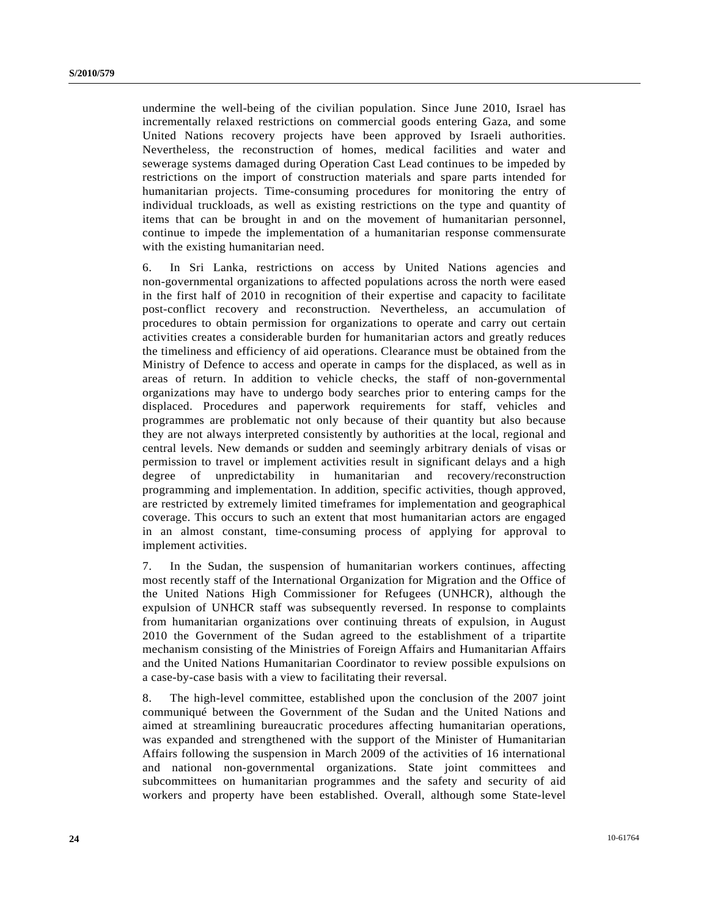undermine the well-being of the civilian population. Since June 2010, Israel has incrementally relaxed restrictions on commercial goods entering Gaza, and some United Nations recovery projects have been approved by Israeli authorities. Nevertheless, the reconstruction of homes, medical facilities and water and sewerage systems damaged during Operation Cast Lead continues to be impeded by restrictions on the import of construction materials and spare parts intended for humanitarian projects. Time-consuming procedures for monitoring the entry of individual truckloads, as well as existing restrictions on the type and quantity of items that can be brought in and on the movement of humanitarian personnel, continue to impede the implementation of a humanitarian response commensurate with the existing humanitarian need.

6. In Sri Lanka, restrictions on access by United Nations agencies and non-governmental organizations to affected populations across the north were eased in the first half of 2010 in recognition of their expertise and capacity to facilitate post-conflict recovery and reconstruction. Nevertheless, an accumulation of procedures to obtain permission for organizations to operate and carry out certain activities creates a considerable burden for humanitarian actors and greatly reduces the timeliness and efficiency of aid operations. Clearance must be obtained from the Ministry of Defence to access and operate in camps for the displaced, as well as in areas of return. In addition to vehicle checks, the staff of non-governmental organizations may have to undergo body searches prior to entering camps for the displaced. Procedures and paperwork requirements for staff, vehicles and programmes are problematic not only because of their quantity but also because they are not always interpreted consistently by authorities at the local, regional and central levels. New demands or sudden and seemingly arbitrary denials of visas or permission to travel or implement activities result in significant delays and a high degree of unpredictability in humanitarian and recovery/reconstruction programming and implementation. In addition, specific activities, though approved, are restricted by extremely limited timeframes for implementation and geographical coverage. This occurs to such an extent that most humanitarian actors are engaged in an almost constant, time-consuming process of applying for approval to implement activities.

7. In the Sudan, the suspension of humanitarian workers continues, affecting most recently staff of the International Organization for Migration and the Office of the United Nations High Commissioner for Refugees (UNHCR), although the expulsion of UNHCR staff was subsequently reversed. In response to complaints from humanitarian organizations over continuing threats of expulsion, in August 2010 the Government of the Sudan agreed to the establishment of a tripartite mechanism consisting of the Ministries of Foreign Affairs and Humanitarian Affairs and the United Nations Humanitarian Coordinator to review possible expulsions on a case-by-case basis with a view to facilitating their reversal.

8. The high-level committee, established upon the conclusion of the 2007 joint communiqué between the Government of the Sudan and the United Nations and aimed at streamlining bureaucratic procedures affecting humanitarian operations, was expanded and strengthened with the support of the Minister of Humanitarian Affairs following the suspension in March 2009 of the activities of 16 international and national non-governmental organizations. State joint committees and subcommittees on humanitarian programmes and the safety and security of aid workers and property have been established. Overall, although some State-level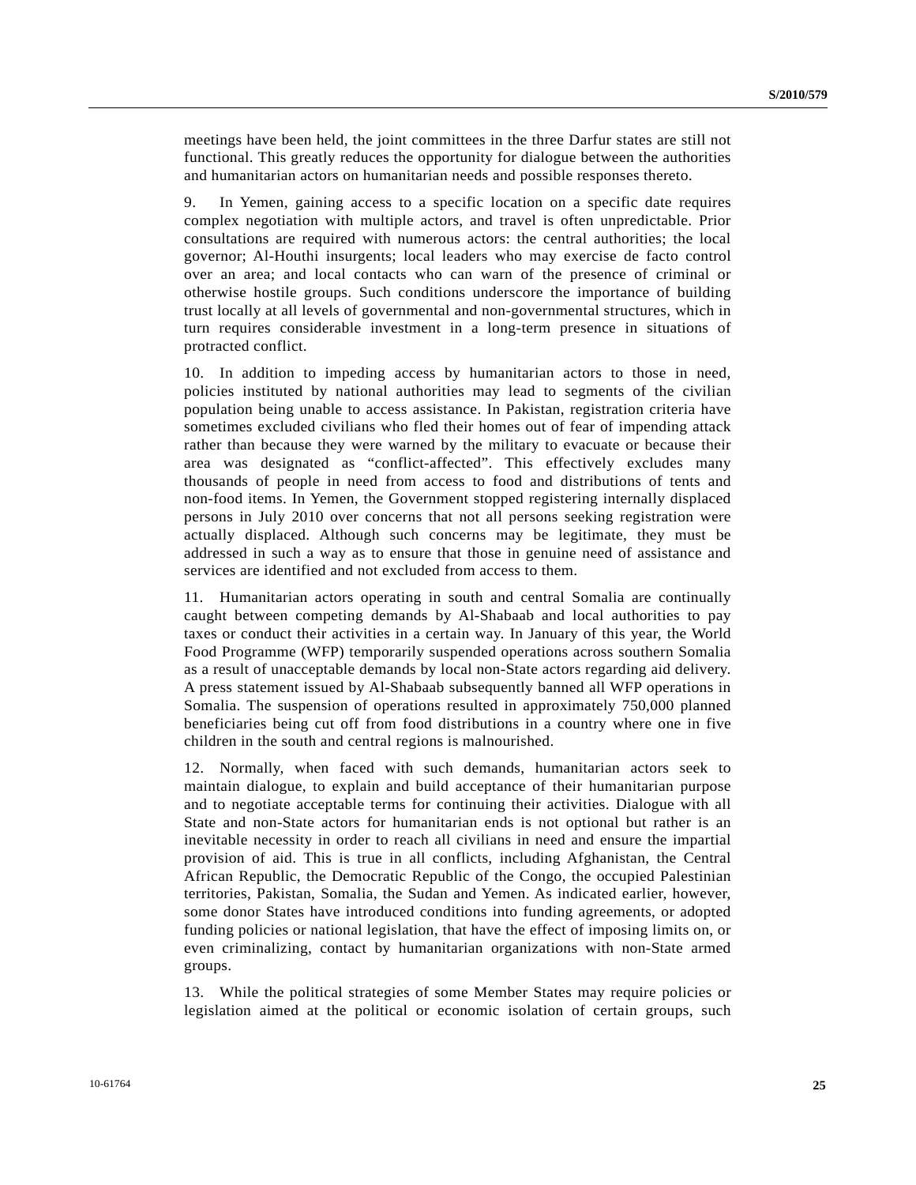meetings have been held, the joint committees in the three Darfur states are still not functional. This greatly reduces the opportunity for dialogue between the authorities and humanitarian actors on humanitarian needs and possible responses thereto.

9. In Yemen, gaining access to a specific location on a specific date requires complex negotiation with multiple actors, and travel is often unpredictable. Prior consultations are required with numerous actors: the central authorities; the local governor; Al-Houthi insurgents; local leaders who may exercise de facto control over an area; and local contacts who can warn of the presence of criminal or otherwise hostile groups. Such conditions underscore the importance of building trust locally at all levels of governmental and non-governmental structures, which in turn requires considerable investment in a long-term presence in situations of protracted conflict.

10. In addition to impeding access by humanitarian actors to those in need, policies instituted by national authorities may lead to segments of the civilian population being unable to access assistance. In Pakistan, registration criteria have sometimes excluded civilians who fled their homes out of fear of impending attack rather than because they were warned by the military to evacuate or because their area was designated as "conflict-affected". This effectively excludes many thousands of people in need from access to food and distributions of tents and non-food items. In Yemen, the Government stopped registering internally displaced persons in July 2010 over concerns that not all persons seeking registration were actually displaced. Although such concerns may be legitimate, they must be addressed in such a way as to ensure that those in genuine need of assistance and services are identified and not excluded from access to them.

11. Humanitarian actors operating in south and central Somalia are continually caught between competing demands by Al-Shabaab and local authorities to pay taxes or conduct their activities in a certain way. In January of this year, the World Food Programme (WFP) temporarily suspended operations across southern Somalia as a result of unacceptable demands by local non-State actors regarding aid delivery. A press statement issued by Al-Shabaab subsequently banned all WFP operations in Somalia. The suspension of operations resulted in approximately 750,000 planned beneficiaries being cut off from food distributions in a country where one in five children in the south and central regions is malnourished.

12. Normally, when faced with such demands, humanitarian actors seek to maintain dialogue, to explain and build acceptance of their humanitarian purpose and to negotiate acceptable terms for continuing their activities. Dialogue with all State and non-State actors for humanitarian ends is not optional but rather is an inevitable necessity in order to reach all civilians in need and ensure the impartial provision of aid. This is true in all conflicts, including Afghanistan, the Central African Republic, the Democratic Republic of the Congo, the occupied Palestinian territories, Pakistan, Somalia, the Sudan and Yemen. As indicated earlier, however, some donor States have introduced conditions into funding agreements, or adopted funding policies or national legislation, that have the effect of imposing limits on, or even criminalizing, contact by humanitarian organizations with non-State armed groups.

13. While the political strategies of some Member States may require policies or legislation aimed at the political or economic isolation of certain groups, such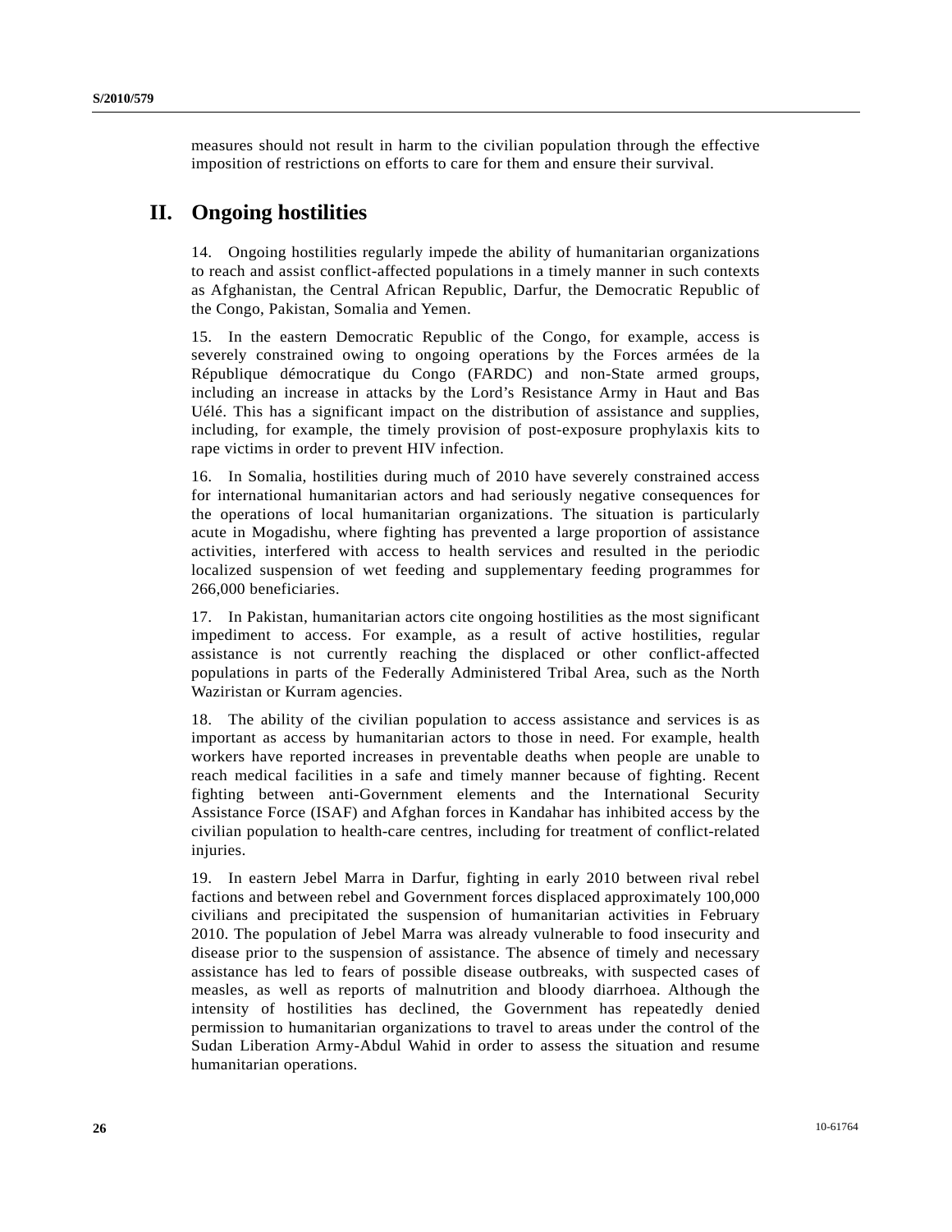measures should not result in harm to the civilian population through the effective imposition of restrictions on efforts to care for them and ensure their survival.

# II. Ongoing hostilities

14. Ongoing hostilities regularly impede the ability of humanitarian organizations to reach and assist conflict-affected populations in a timely manner in such contexts as Afghanistan, the Central African Republic, Darfur, the Democratic Republic of the Congo, Pakistan, Somalia and Yemen.

15. In the eastern Democratic Republic of the Congo, for example, access is severely constrained owing to ongoing operations by the Forces armées de la République démocratique du Congo (FARDC) and non-State armed groups, including an increase in attacks by the Lord's Resistance Army in Haut and Bas Uélé. This has a significant impact on the distribution of assistance and supplies, including, for example, the timely provision of post-exposure prophylaxis kits to rape victims in order to prevent HIV infection.

16. In Somalia, hostilities during much of 2010 have severely constrained access for international humanitarian actors and had seriously negative consequences for the operations of local humanitarian organizations. The situation is particularly acute in Mogadishu, where fighting has prevented a large proportion of assistance activities, interfered with access to health services and resulted in the periodic localized suspension of wet feeding and supplementary feeding programmes for 266,000 beneficiaries.

17. In Pakistan, humanitarian actors cite ongoing hostilities as the most significant impediment to access. For example, as a result of active hostilities, regular assistance is not currently reaching the displaced or other conflict-affected populations in parts of the Federally Administered Tribal Area, such as the North Waziristan or Kurram agencies.

18. The ability of the civilian population to access assistance and services is as important as access by humanitarian actors to those in need. For example, health workers have reported increases in preventable deaths when people are unable to reach medical facilities in a safe and timely manner because of fighting. Recent fighting between anti-Government elements and the International Security Assistance Force (ISAF) and Afghan forces in Kandahar has inhibited access by the civilian population to health-care centres, including for treatment of conflict-related injuries.

19. In eastern Jebel Marra in Darfur, fighting in early 2010 between rival rebel factions and between rebel and Government forces displaced approximately 100,000 civilians and precipitated the suspension of humanitarian activities in February 2010. The population of Jebel Marra was already vulnerable to food insecurity and disease prior to the suspension of assistance. The absence of timely and necessary assistance has led to fears of possible disease outbreaks, with suspected cases of measles, as well as reports of malnutrition and bloody diarrhoea. Although the intensity of hostilities has declined, the Government has repeatedly denied permission to humanitarian organizations to travel to areas under the control of the Sudan Liberation Army-Abdul Wahid in order to assess the situation and resume humanitarian operations.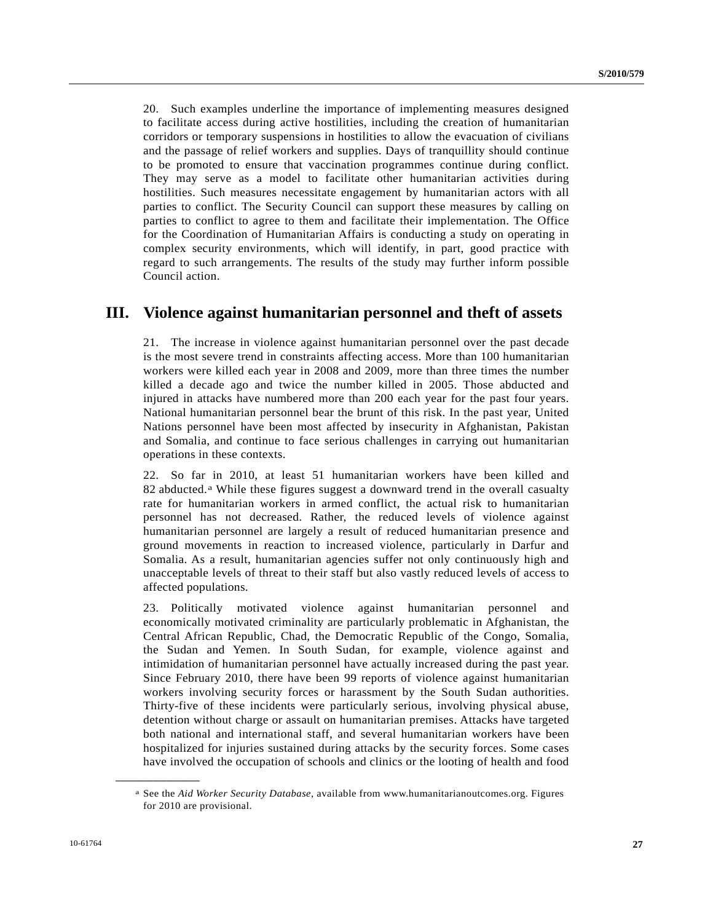20. Such examples underline the importance of implementing measures designed to facilitate access during active hostilities, including the creation of humanitarian corridors or temporary suspensions in hostilities to allow the evacuation of civilians and the passage of relief workers and supplies. Days of tranquillity should continue to be promoted to ensure that vaccination programmes continue during conflict. They may serve as a model to facilitate other humanitarian activities during hostilities. Such measures necessitate engagement by humanitarian actors with all parties to conflict. The Security Council can support these measures by calling on parties to conflict to agree to them and facilitate their implementation. The Office for the Coordination of Humanitarian Affairs is conducting a study on operating in complex security environments, which will identify, in part, good practice with regard to such arrangements. The results of the study may further inform possible Council action.

## III. Violence against humanitarian personnel and theft of assets

21. The increase in violence against humanitarian personnel over the past decade is the most severe trend in constraints affecting access. More than 100 humanitarian workers were killed each year in 2008 and 2009, more than three times the number killed a decade ago and twice the number killed in 2005. Those abducted and injured in attacks have numbered more than 200 each year for the past four years. National humanitarian personnel bear the brunt of this risk. In the past year, United Nations personnel have been most affected by insecurity in Afghanistan, Pakistan and Somalia, and continue to face serious challenges in carrying out humanitarian operations in these contexts.

22. So far in 2010, at least 51 humanitarian workers have been killed and 82 abducted.[a] While these figures suggest a downward trend in the overall casualty rate for humanitarian workers in armed conflict, the actual risk to humanitarian personnel has not decreased. Rather, the reduced levels of violence against humanitarian personnel are largely a result of reduced humanitarian presence and ground movements in reaction to increased violence, particularly in Darfur and Somalia. As a result, humanitarian agencies suffer not only continuously high and unacceptable levels of threat to their staff but also vastly reduced levels of access to affected populations.

23. Politically motivated violence against humanitarian personnel and economically motivated criminality are particularly problematic in Afghanistan, the Central African Republic, Chad, the Democratic Republic of the Congo, Somalia, the Sudan and Yemen. In South Sudan, for example, violence against and intimidation of humanitarian personnel have actually increased during the past year. Since February 2010, there have been 99 reports of violence against humanitarian workers involving security forces or harassment by the South Sudan authorities. Thirty-five of these incidents were particularly serious, involving physical abuse, detention without charge or assault on humanitarian premises. Attacks have targeted both national and international staff, and several humanitarian workers have been hospitalized for injuries sustained during attacks by the security forces. Some cases have involved the occupation of schools and clinics or the looting of health and food

---

[a] See the *Aid Worker Security Database*, available from www.humanitarianoutcomes.org. Figures for 2010 are provisional.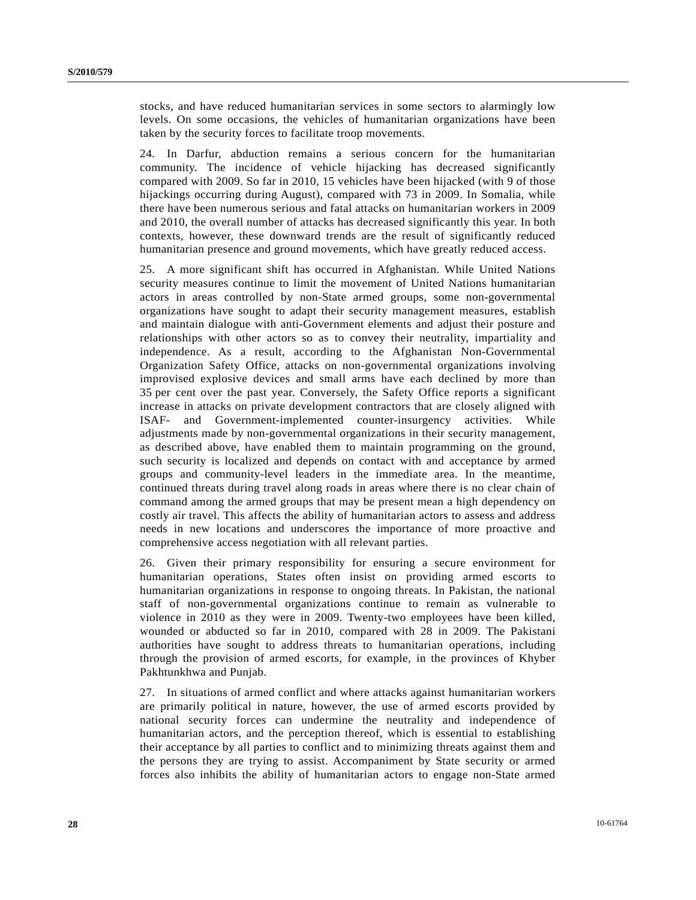stocks, and have reduced humanitarian services in some sectors to alarmingly low levels. On some occasions, the vehicles of humanitarian organizations have been taken by the security forces to facilitate troop movements.

24. In Darfur, abduction remains a serious concern for the humanitarian community. The incidence of vehicle hijacking has decreased significantly compared with 2009. So far in 2010, 15 vehicles have been hijacked (with 9 of those hijackings occurring during August), compared with 73 in 2009. In Somalia, while there have been numerous serious and fatal attacks on humanitarian workers in 2009 and 2010, the overall number of attacks has decreased significantly this year. In both contexts, however, these downward trends are the result of significantly reduced humanitarian presence and ground movements, which have greatly reduced access.

25. A more significant shift has occurred in Afghanistan. While United Nations security measures continue to limit the movement of United Nations humanitarian actors in areas controlled by non-State armed groups, some non-governmental organizations have sought to adapt their security management measures, establish and maintain dialogue with anti-Government elements and adjust their posture and relationships with other actors so as to convey their neutrality, impartiality and independence. As a result, according to the Afghanistan Non-Governmental Organization Safety Office, attacks on non-governmental organizations involving improvised explosive devices and small arms have each declined by more than 35 per cent over the past year. Conversely, the Safety Office reports a significant increase in attacks on private development contractors that are closely aligned with ISAF- and Government-implemented counter-insurgency activities. While adjustments made by non-governmental organizations in their security management, as described above, have enabled them to maintain programming on the ground, such security is localized and depends on contact with and acceptance by armed groups and community-level leaders in the immediate area. In the meantime, continued threats during travel along roads in areas where there is no clear chain of command among the armed groups that may be present mean a high dependency on costly air travel. This affects the ability of humanitarian actors to assess and address needs in new locations and underscores the importance of more proactive and comprehensive access negotiation with all relevant parties.

26. Given their primary responsibility for ensuring a secure environment for humanitarian operations, States often insist on providing armed escorts to humanitarian organizations in response to ongoing threats. In Pakistan, the national staff of non-governmental organizations continue to remain as vulnerable to violence in 2010 as they were in 2009. Twenty-two employees have been killed, wounded or abducted so far in 2010, compared with 28 in 2009. The Pakistani authorities have sought to address threats to humanitarian operations, including through the provision of armed escorts, for example, in the provinces of Khyber Pakhtunkhwa and Punjab.

27. In situations of armed conflict and where attacks against humanitarian workers are primarily political in nature, however, the use of armed escorts provided by national security forces can undermine the neutrality and independence of humanitarian actors, and the perception thereof, which is essential to establishing their acceptance by all parties to conflict and to minimizing threats against them and the persons they are trying to assist. Accompaniment by State security or armed forces also inhibits the ability of humanitarian actors to engage non-State armed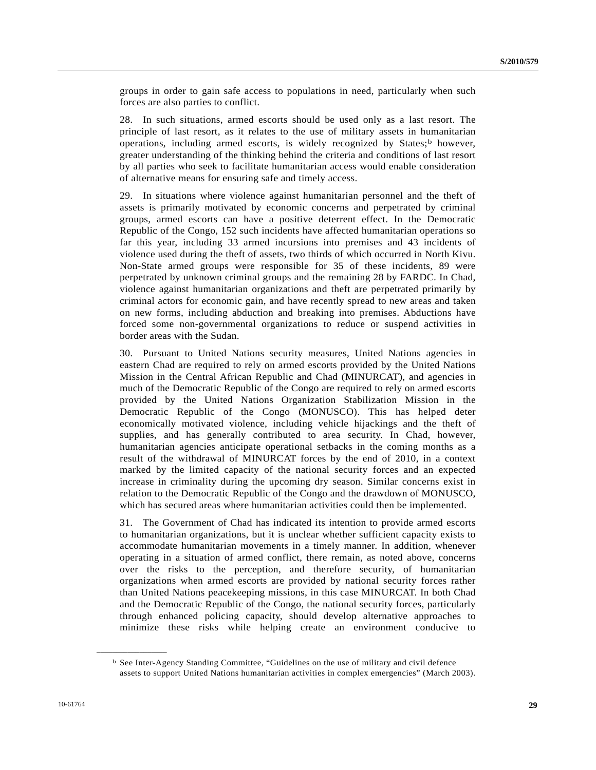groups in order to gain safe access to populations in need, particularly when such forces are also parties to conflict.

28. In such situations, armed escorts should be used only as a last resort. The principle of last resort, as it relates to the use of military assets in humanitarian operations, including armed escorts, is widely recognized by States;[b] however, greater understanding of the thinking behind the criteria and conditions of last resort by all parties who seek to facilitate humanitarian access would enable consideration of alternative means for ensuring safe and timely access.

29. In situations where violence against humanitarian personnel and the theft of assets is primarily motivated by economic concerns and perpetrated by criminal groups, armed escorts can have a positive deterrent effect. In the Democratic Republic of the Congo, 152 such incidents have affected humanitarian operations so far this year, including 33 armed incursions into premises and 43 incidents of violence used during the theft of assets, two thirds of which occurred in North Kivu. Non-State armed groups were responsible for 35 of these incidents, 89 were perpetrated by unknown criminal groups and the remaining 28 by FARDC. In Chad, violence against humanitarian organizations and theft are perpetrated primarily by criminal actors for economic gain, and have recently spread to new areas and taken on new forms, including abduction and breaking into premises. Abductions have forced some non-governmental organizations to reduce or suspend activities in border areas with the Sudan.

30. Pursuant to United Nations security measures, United Nations agencies in eastern Chad are required to rely on armed escorts provided by the United Nations Mission in the Central African Republic and Chad (MINURCAT), and agencies in much of the Democratic Republic of the Congo are required to rely on armed escorts provided by the United Nations Organization Stabilization Mission in the Democratic Republic of the Congo (MONUSCO). This has helped deter economically motivated violence, including vehicle hijackings and the theft of supplies, and has generally contributed to area security. In Chad, however, humanitarian agencies anticipate operational setbacks in the coming months as a result of the withdrawal of MINURCAT forces by the end of 2010, in a context marked by the limited capacity of the national security forces and an expected increase in criminality during the upcoming dry season. Similar concerns exist in relation to the Democratic Republic of the Congo and the drawdown of MONUSCO, which has secured areas where humanitarian activities could then be implemented.

31. The Government of Chad has indicated its intention to provide armed escorts to humanitarian organizations, but it is unclear whether sufficient capacity exists to accommodate humanitarian movements in a timely manner. In addition, whenever operating in a situation of armed conflict, there remain, as noted above, concerns over the risks to the perception, and therefore security, of humanitarian organizations when armed escorts are provided by national security forces rather than United Nations peacekeeping missions, in this case MINURCAT. In both Chad and the Democratic Republic of the Congo, the national security forces, particularly through enhanced policing capacity, should develop alternative approaches to minimize these risks while helping create an environment conducive to

---

[b] See Inter-Agency Standing Committee, "Guidelines on the use of military and civil defence assets to support United Nations humanitarian activities in complex emergencies" (March 2003).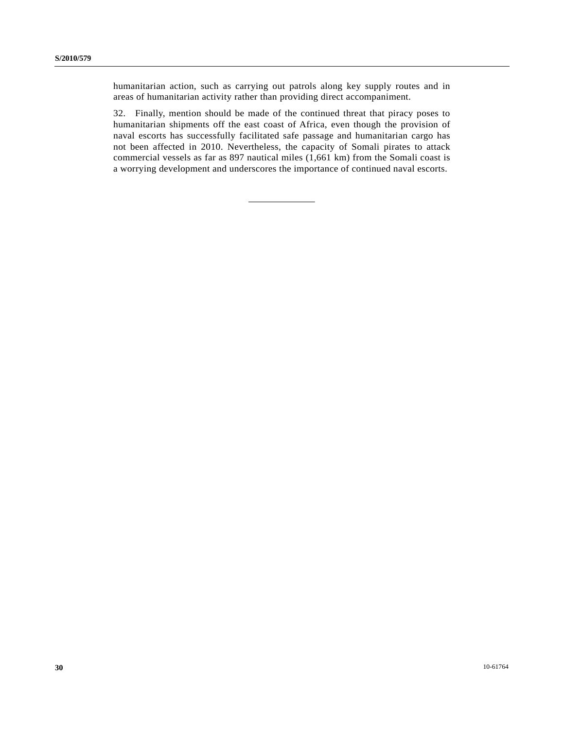humanitarian action, such as carrying out patrols along key supply routes and in areas of humanitarian activity rather than providing direct accompaniment.

32. Finally, mention should be made of the continued threat that piracy poses to humanitarian shipments off the east coast of Africa, even though the provision of naval escorts has successfully facilitated safe passage and humanitarian cargo has not been affected in 2010. Nevertheless, the capacity of Somali pirates to attack commercial vessels as far as 897 nautical miles (1,661 km) from the Somali coast is a worrying development and underscores the importance of continued naval escorts.